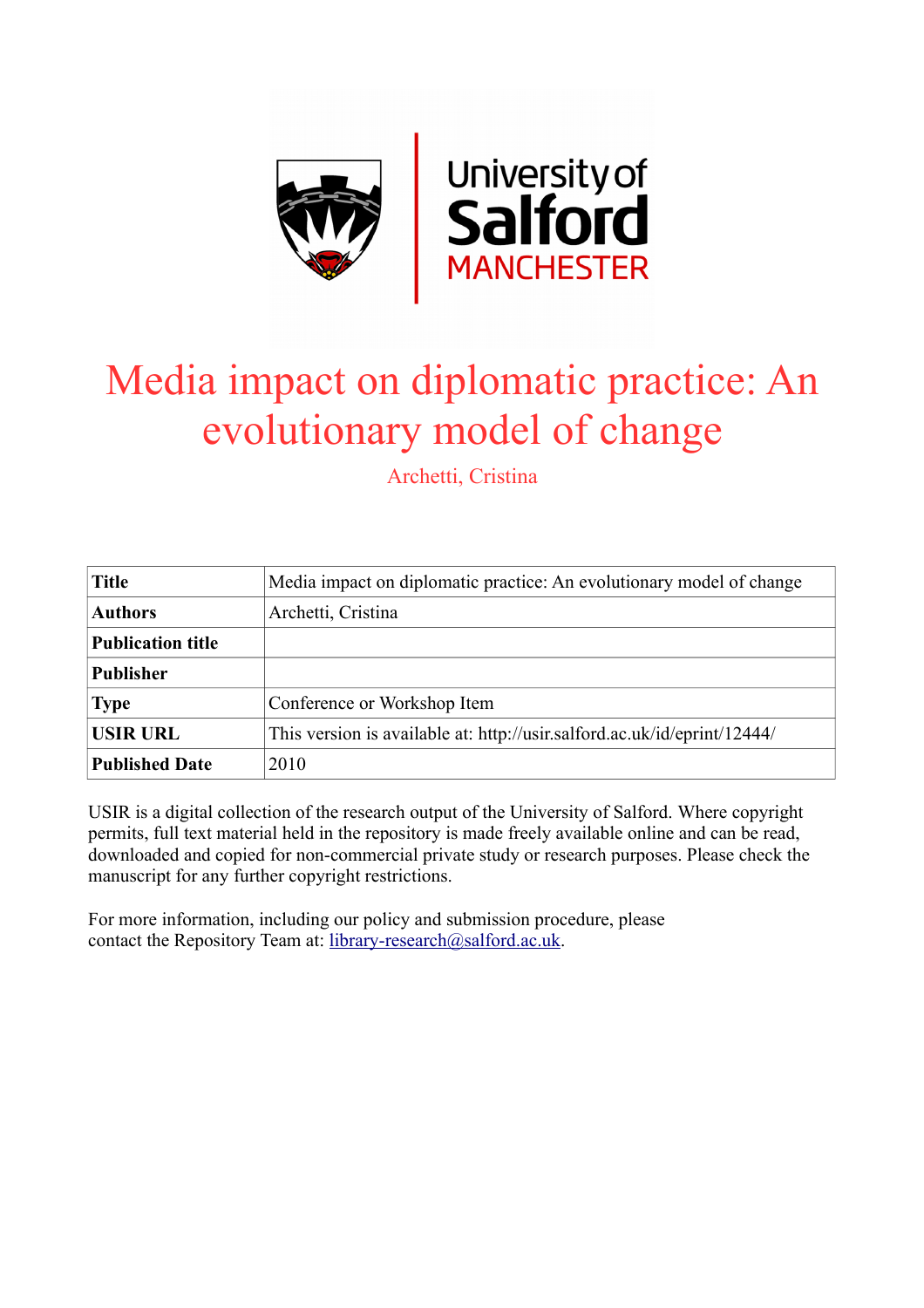University of Salford MANCHESTER

# Media impact on diplomatic practice: An evolutionary model of change

Archetti, Cristina

| **Title** | Media impact on diplomatic practice: An evolutionary model of change |
|---|---|
| **Authors** | Archetti, Cristina |
| **Publication title** | |
| **Publisher** | |
| **Type** | Conference or Workshop Item |
| **USIR URL** | This version is available at: http://usir.salford.ac.uk/id/eprint/12444/ |
| **Published Date** | 2010 |

USIR is a digital collection of the research output of the University of Salford. Where copyright permits, full text material held in the repository is made freely available online and can be read, downloaded and copied for non-commercial private study or research purposes. Please check the manuscript for any further copyright restrictions.

For more information, including our policy and submission procedure, please contact the Repository Team at: library-research@salford.ac.uk.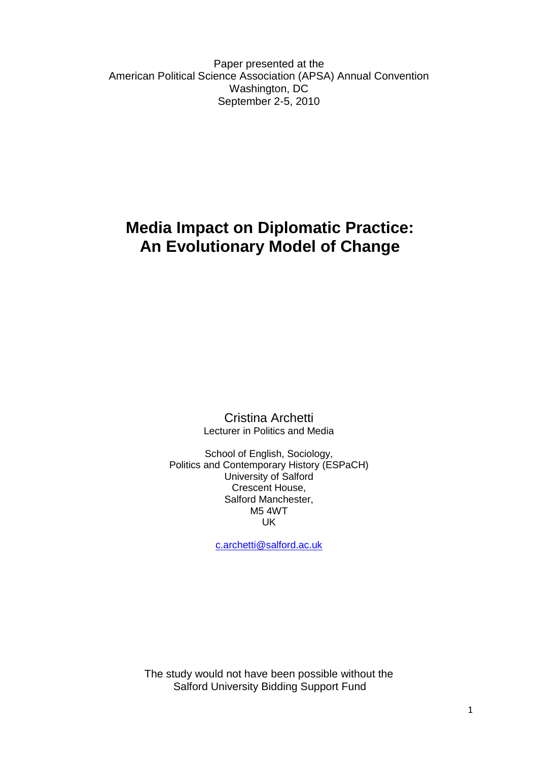Paper presented at the
American Political Science Association (APSA) Annual Convention
Washington, DC
September 2-5, 2010

# Media Impact on Diplomatic Practice: An Evolutionary Model of Change

Cristina Archetti
Lecturer in Politics and Media

School of English, Sociology,
Politics and Contemporary History (ESPaCH)
University of Salford
Crescent House,
Salford Manchester,
M5 4WT
UK

c.archetti@salford.ac.uk

The study would not have been possible without the
Salford University Bidding Support Fund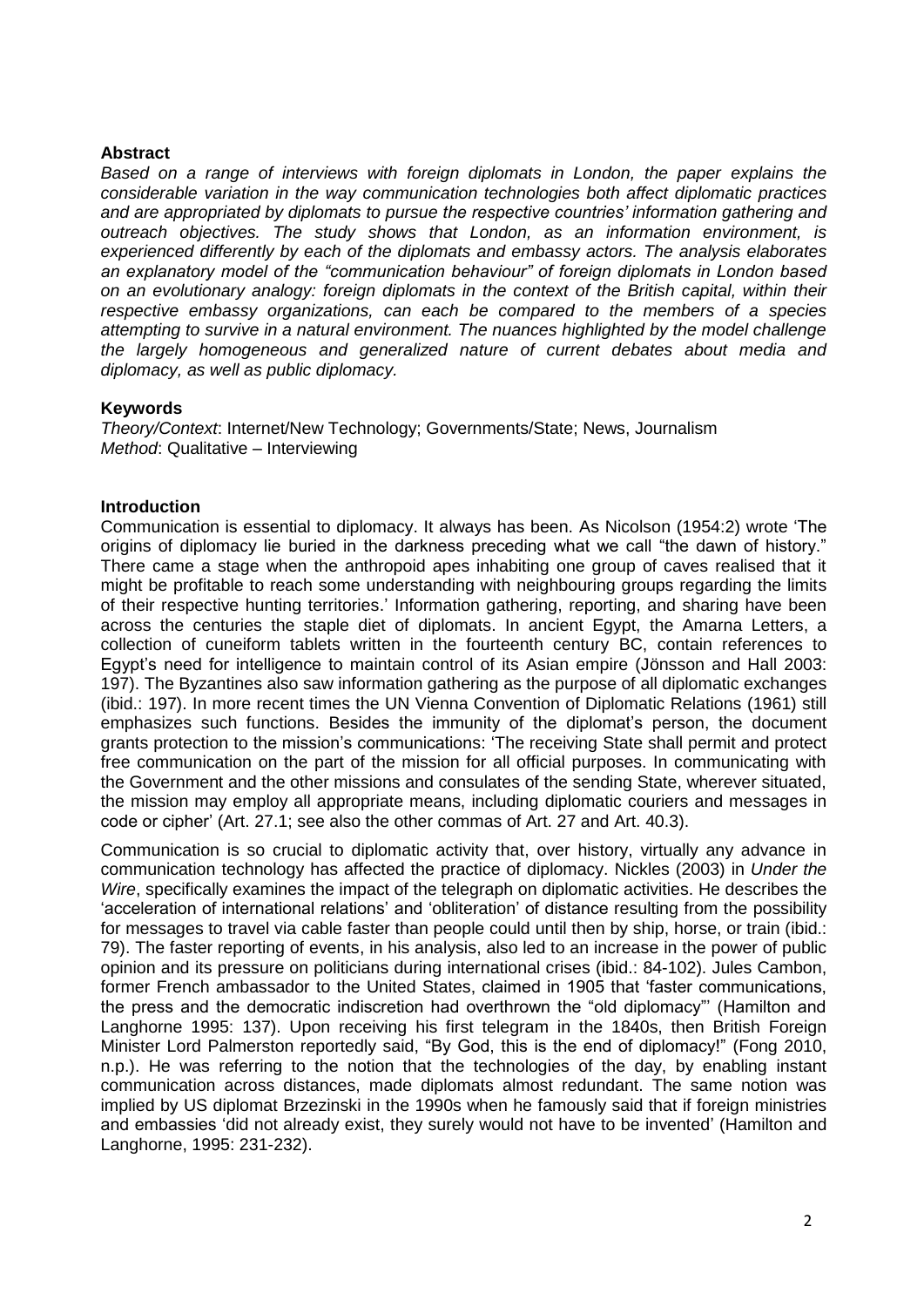## Abstract

*Based on a range of interviews with foreign diplomats in London, the paper explains the considerable variation in the way communication technologies both affect diplomatic practices and are appropriated by diplomats to pursue the respective countries' information gathering and outreach objectives. The study shows that London, as an information environment, is experienced differently by each of the diplomats and embassy actors. The analysis elaborates an explanatory model of the "communication behaviour" of foreign diplomats in London based on an evolutionary analogy: foreign diplomats in the context of the British capital, within their respective embassy organizations, can each be compared to the members of a species attempting to survive in a natural environment. The nuances highlighted by the model challenge the largely homogeneous and generalized nature of current debates about media and diplomacy, as well as public diplomacy.*

## Keywords

*Theory/Context*: Internet/New Technology; Governments/State; News, Journalism
*Method*: Qualitative – Interviewing

## Introduction

Communication is essential to diplomacy. It always has been. As Nicolson (1954:2) wrote 'The origins of diplomacy lie buried in the darkness preceding what we call "the dawn of history." There came a stage when the anthropoid apes inhabiting one group of caves realised that it might be profitable to reach some understanding with neighbouring groups regarding the limits of their respective hunting territories.' Information gathering, reporting, and sharing have been across the centuries the staple diet of diplomats. In ancient Egypt, the Amarna Letters, a collection of cuneiform tablets written in the fourteenth century BC, contain references to Egypt's need for intelligence to maintain control of its Asian empire (Jönsson and Hall 2003: 197). The Byzantines also saw information gathering as the purpose of all diplomatic exchanges (ibid.: 197). In more recent times the UN Vienna Convention of Diplomatic Relations (1961) still emphasizes such functions. Besides the immunity of the diplomat's person, the document grants protection to the mission's communications: 'The receiving State shall permit and protect free communication on the part of the mission for all official purposes. In communicating with the Government and the other missions and consulates of the sending State, wherever situated, the mission may employ all appropriate means, including diplomatic couriers and messages in code or cipher' (Art. 27.1; see also the other commas of Art. 27 and Art. 40.3).

Communication is so crucial to diplomatic activity that, over history, virtually any advance in communication technology has affected the practice of diplomacy. Nickles (2003) in *Under the Wire*, specifically examines the impact of the telegraph on diplomatic activities. He describes the 'acceleration of international relations' and 'obliteration' of distance resulting from the possibility for messages to travel via cable faster than people could until then by ship, horse, or train (ibid.: 79). The faster reporting of events, in his analysis, also led to an increase in the power of public opinion and its pressure on politicians during international crises (ibid.: 84-102). Jules Cambon, former French ambassador to the United States, claimed in 1905 that 'faster communications, the press and the democratic indiscretion had overthrown the "old diplomacy"' (Hamilton and Langhorne 1995: 137). Upon receiving his first telegram in the 1840s, then British Foreign Minister Lord Palmerston reportedly said, "By God, this is the end of diplomacy!" (Fong 2010, n.p.). He was referring to the notion that the technologies of the day, by enabling instant communication across distances, made diplomats almost redundant. The same notion was implied by US diplomat Brzezinski in the 1990s when he famously said that if foreign ministries and embassies 'did not already exist, they surely would not have to be invented' (Hamilton and Langhorne, 1995: 231-232).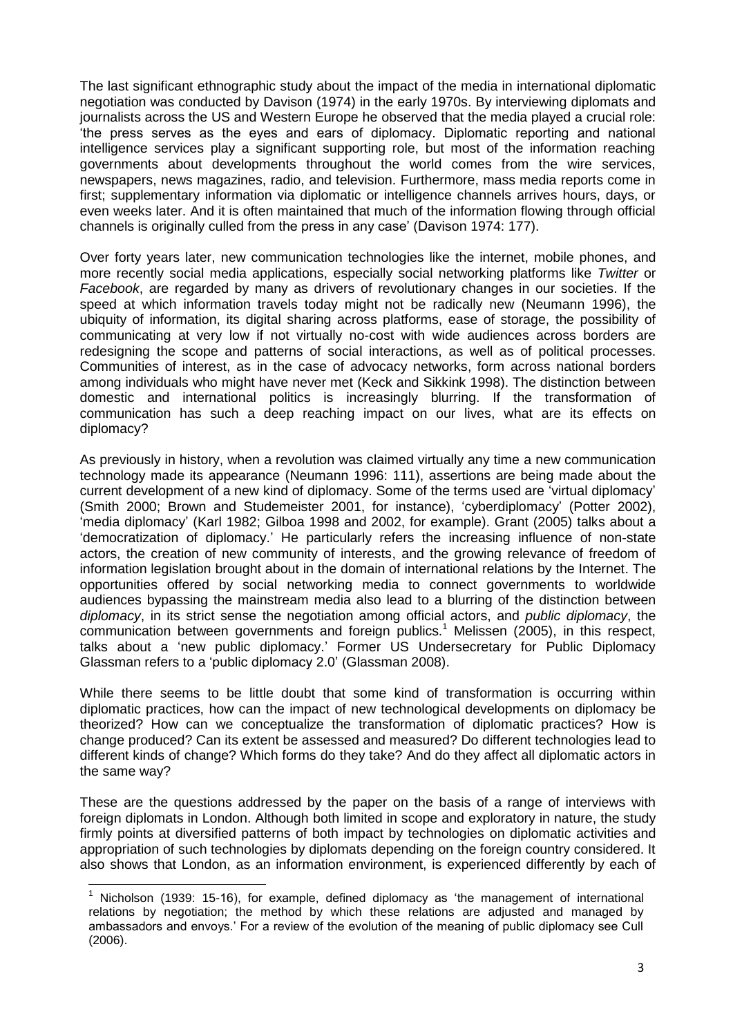The last significant ethnographic study about the impact of the media in international diplomatic negotiation was conducted by Davison (1974) in the early 1970s. By interviewing diplomats and journalists across the US and Western Europe he observed that the media played a crucial role: 'the press serves as the eyes and ears of diplomacy. Diplomatic reporting and national intelligence services play a significant supporting role, but most of the information reaching governments about developments throughout the world comes from the wire services, newspapers, news magazines, radio, and television. Furthermore, mass media reports come in first; supplementary information via diplomatic or intelligence channels arrives hours, days, or even weeks later. And it is often maintained that much of the information flowing through official channels is originally culled from the press in any case' (Davison 1974: 177).

Over forty years later, new communication technologies like the internet, mobile phones, and more recently social media applications, especially social networking platforms like *Twitter* or *Facebook*, are regarded by many as drivers of revolutionary changes in our societies. If the speed at which information travels today might not be radically new (Neumann 1996), the ubiquity of information, its digital sharing across platforms, ease of storage, the possibility of communicating at very low if not virtually no-cost with wide audiences across borders are redesigning the scope and patterns of social interactions, as well as of political processes. Communities of interest, as in the case of advocacy networks, form across national borders among individuals who might have never met (Keck and Sikkink 1998). The distinction between domestic and international politics is increasingly blurring. If the transformation of communication has such a deep reaching impact on our lives, what are its effects on diplomacy?

As previously in history, when a revolution was claimed virtually any time a new communication technology made its appearance (Neumann 1996: 111), assertions are being made about the current development of a new kind of diplomacy. Some of the terms used are 'virtual diplomacy' (Smith 2000; Brown and Studemeister 2001, for instance), 'cyberdiplomacy' (Potter 2002), 'media diplomacy' (Karl 1982; Gilboa 1998 and 2002, for example). Grant (2005) talks about a 'democratization of diplomacy.' He particularly refers the increasing influence of non-state actors, the creation of new community of interests, and the growing relevance of freedom of information legislation brought about in the domain of international relations by the Internet. The opportunities offered by social networking media to connect governments to worldwide audiences bypassing the mainstream media also lead to a blurring of the distinction between *diplomacy*, in its strict sense the negotiation among official actors, and *public diplomacy*, the communication between governments and foreign publics.[1] Melissen (2005), in this respect, talks about a 'new public diplomacy.' Former US Undersecretary for Public Diplomacy Glassman refers to a 'public diplomacy 2.0' (Glassman 2008).

While there seems to be little doubt that some kind of transformation is occurring within diplomatic practices, how can the impact of new technological developments on diplomacy be theorized? How can we conceptualize the transformation of diplomatic practices? How is change produced? Can its extent be assessed and measured? Do different technologies lead to different kinds of change? Which forms do they take? And do they affect all diplomatic actors in the same way?

These are the questions addressed by the paper on the basis of a range of interviews with foreign diplomats in London. Although both limited in scope and exploratory in nature, the study firmly points at diversified patterns of both impact by technologies on diplomatic activities and appropriation of such technologies by diplomats depending on the foreign country considered. It also shows that London, as an information environment, is experienced differently by each of

[1] Nicholson (1939: 15-16), for example, defined diplomacy as 'the management of international relations by negotiation; the method by which these relations are adjusted and managed by ambassadors and envoys.' For a review of the evolution of the meaning of public diplomacy see Cull (2006).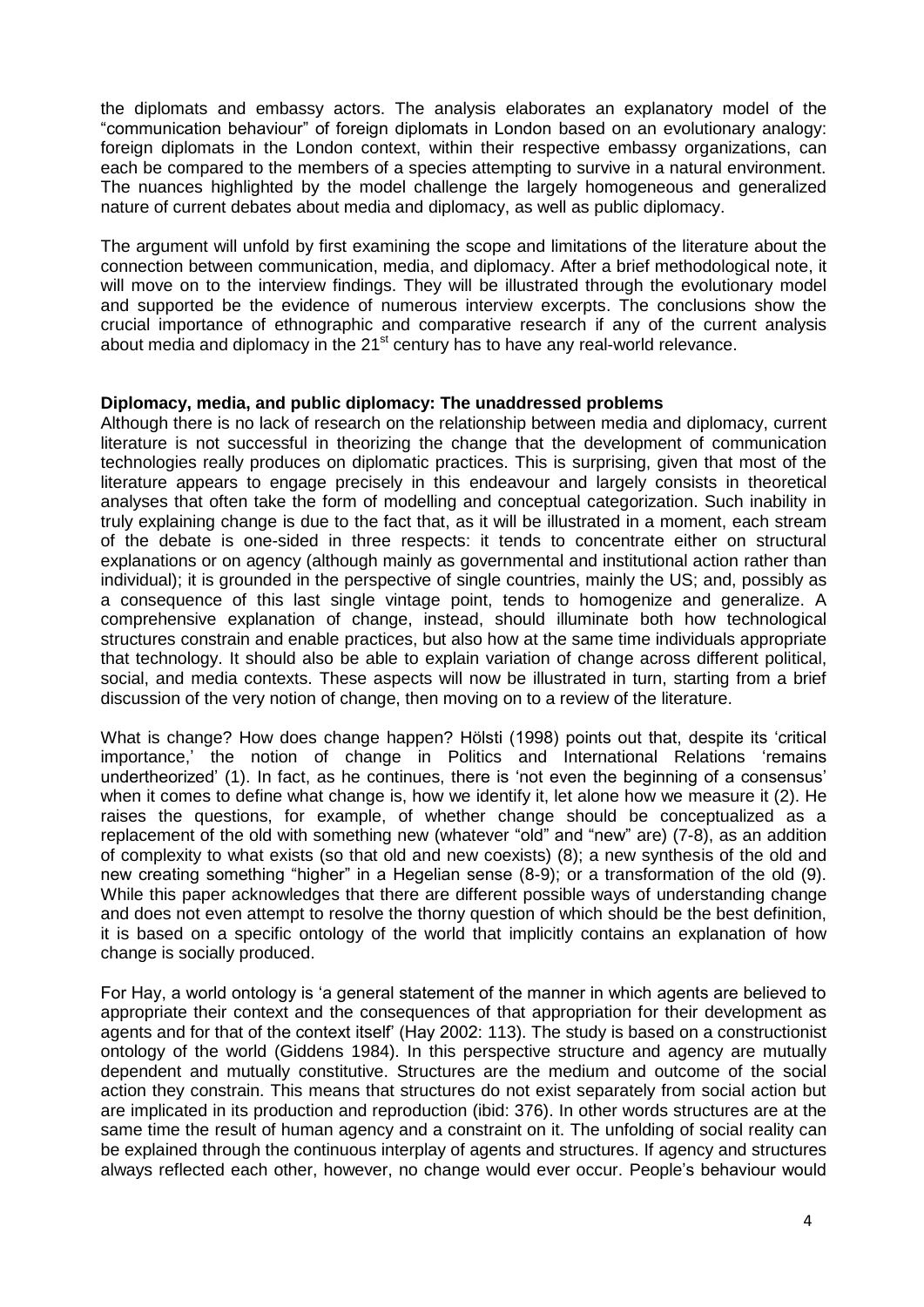the diplomats and embassy actors. The analysis elaborates an explanatory model of the "communication behaviour" of foreign diplomats in London based on an evolutionary analogy: foreign diplomats in the London context, within their respective embassy organizations, can each be compared to the members of a species attempting to survive in a natural environment. The nuances highlighted by the model challenge the largely homogeneous and generalized nature of current debates about media and diplomacy, as well as public diplomacy.

The argument will unfold by first examining the scope and limitations of the literature about the connection between communication, media, and diplomacy. After a brief methodological note, it will move on to the interview findings. They will be illustrated through the evolutionary model and supported be the evidence of numerous interview excerpts. The conclusions show the crucial importance of ethnographic and comparative research if any of the current analysis about media and diplomacy in the 21st century has to have any real-world relevance.

**Diplomacy, media, and public diplomacy: The unaddressed problems**

Although there is no lack of research on the relationship between media and diplomacy, current literature is not successful in theorizing the change that the development of communication technologies really produces on diplomatic practices. This is surprising, given that most of the literature appears to engage precisely in this endeavour and largely consists in theoretical analyses that often take the form of modelling and conceptual categorization. Such inability in truly explaining change is due to the fact that, as it will be illustrated in a moment, each stream of the debate is one-sided in three respects: it tends to concentrate either on structural explanations or on agency (although mainly as governmental and institutional action rather than individual); it is grounded in the perspective of single countries, mainly the US; and, possibly as a consequence of this last single vintage point, tends to homogenize and generalize. A comprehensive explanation of change, instead, should illuminate both how technological structures constrain and enable practices, but also how at the same time individuals appropriate that technology. It should also be able to explain variation of change across different political, social, and media contexts. These aspects will now be illustrated in turn, starting from a brief discussion of the very notion of change, then moving on to a review of the literature.

What is change? How does change happen? Hölsti (1998) points out that, despite its 'critical importance,' the notion of change in Politics and International Relations 'remains undertheorized' (1). In fact, as he continues, there is 'not even the beginning of a consensus' when it comes to define what change is, how we identify it, let alone how we measure it (2). He raises the questions, for example, of whether change should be conceptualized as a replacement of the old with something new (whatever "old" and "new" are) (7-8), as an addition of complexity to what exists (so that old and new coexists) (8); a new synthesis of the old and new creating something "higher" in a Hegelian sense (8-9); or a transformation of the old (9). While this paper acknowledges that there are different possible ways of understanding change and does not even attempt to resolve the thorny question of which should be the best definition, it is based on a specific ontology of the world that implicitly contains an explanation of how change is socially produced.

For Hay, a world ontology is 'a general statement of the manner in which agents are believed to appropriate their context and the consequences of that appropriation for their development as agents and for that of the context itself' (Hay 2002: 113). The study is based on a constructionist ontology of the world (Giddens 1984). In this perspective structure and agency are mutually dependent and mutually constitutive. Structures are the medium and outcome of the social action they constrain. This means that structures do not exist separately from social action but are implicated in its production and reproduction (ibid: 376). In other words structures are at the same time the result of human agency and a constraint on it. The unfolding of social reality can be explained through the continuous interplay of agents and structures. If agency and structures always reflected each other, however, no change would ever occur. People's behaviour would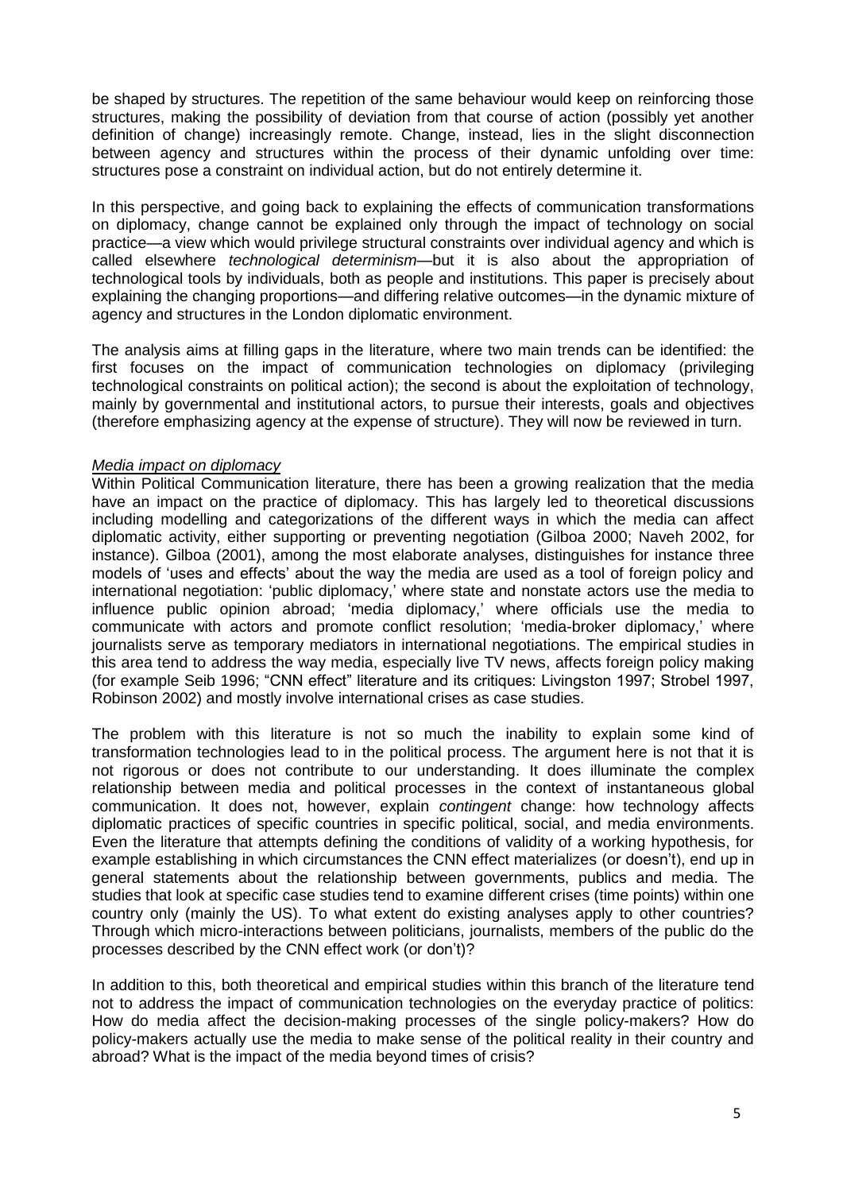be shaped by structures. The repetition of the same behaviour would keep on reinforcing those structures, making the possibility of deviation from that course of action (possibly yet another definition of change) increasingly remote. Change, instead, lies in the slight disconnection between agency and structures within the process of their dynamic unfolding over time: structures pose a constraint on individual action, but do not entirely determine it.

In this perspective, and going back to explaining the effects of communication transformations on diplomacy, change cannot be explained only through the impact of technology on social practice—a view which would privilege structural constraints over individual agency and which is called elsewhere *technological determinism*—but it is also about the appropriation of technological tools by individuals, both as people and institutions. This paper is precisely about explaining the changing proportions—and differing relative outcomes—in the dynamic mixture of agency and structures in the London diplomatic environment.

The analysis aims at filling gaps in the literature, where two main trends can be identified: the first focuses on the impact of communication technologies on diplomacy (privileging technological constraints on political action); the second is about the exploitation of technology, mainly by governmental and institutional actors, to pursue their interests, goals and objectives (therefore emphasizing agency at the expense of structure). They will now be reviewed in turn.

*Media impact on diplomacy*

Within Political Communication literature, there has been a growing realization that the media have an impact on the practice of diplomacy. This has largely led to theoretical discussions including modelling and categorizations of the different ways in which the media can affect diplomatic activity, either supporting or preventing negotiation (Gilboa 2000; Naveh 2002, for instance). Gilboa (2001), among the most elaborate analyses, distinguishes for instance three models of 'uses and effects' about the way the media are used as a tool of foreign policy and international negotiation: 'public diplomacy,' where state and nonstate actors use the media to influence public opinion abroad; 'media diplomacy,' where officials use the media to communicate with actors and promote conflict resolution; 'media-broker diplomacy,' where journalists serve as temporary mediators in international negotiations. The empirical studies in this area tend to address the way media, especially live TV news, affects foreign policy making (for example Seib 1996; "CNN effect" literature and its critiques: Livingston 1997; Strobel 1997, Robinson 2002) and mostly involve international crises as case studies.

The problem with this literature is not so much the inability to explain some kind of transformation technologies lead to in the political process. The argument here is not that it is not rigorous or does not contribute to our understanding. It does illuminate the complex relationship between media and political processes in the context of instantaneous global communication. It does not, however, explain *contingent* change: how technology affects diplomatic practices of specific countries in specific political, social, and media environments. Even the literature that attempts defining the conditions of validity of a working hypothesis, for example establishing in which circumstances the CNN effect materializes (or doesn't), end up in general statements about the relationship between governments, publics and media. The studies that look at specific case studies tend to examine different crises (time points) within one country only (mainly the US). To what extent do existing analyses apply to other countries? Through which micro-interactions between politicians, journalists, members of the public do the processes described by the CNN effect work (or don't)?

In addition to this, both theoretical and empirical studies within this branch of the literature tend not to address the impact of communication technologies on the everyday practice of politics: How do media affect the decision-making processes of the single policy-makers? How do policy-makers actually use the media to make sense of the political reality in their country and abroad? What is the impact of the media beyond times of crisis?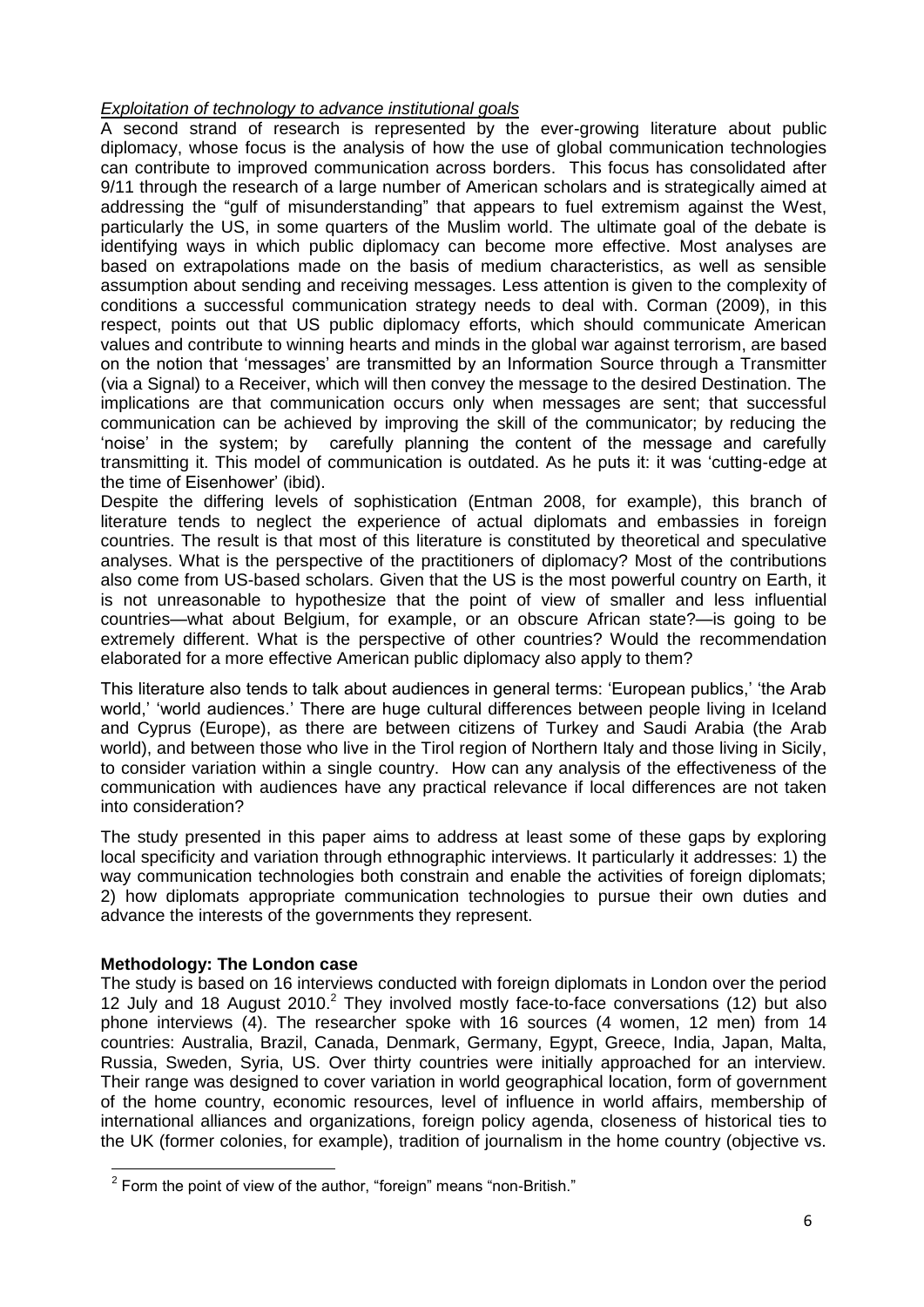*Exploitation of technology to advance institutional goals*

A second strand of research is represented by the ever-growing literature about public diplomacy, whose focus is the analysis of how the use of global communication technologies can contribute to improved communication across borders. This focus has consolidated after 9/11 through the research of a large number of American scholars and is strategically aimed at addressing the "gulf of misunderstanding" that appears to fuel extremism against the West, particularly the US, in some quarters of the Muslim world. The ultimate goal of the debate is identifying ways in which public diplomacy can become more effective. Most analyses are based on extrapolations made on the basis of medium characteristics, as well as sensible assumption about sending and receiving messages. Less attention is given to the complexity of conditions a successful communication strategy needs to deal with. Corman (2009), in this respect, points out that US public diplomacy efforts, which should communicate American values and contribute to winning hearts and minds in the global war against terrorism, are based on the notion that 'messages' are transmitted by an Information Source through a Transmitter (via a Signal) to a Receiver, which will then convey the message to the desired Destination. The implications are that communication occurs only when messages are sent; that successful communication can be achieved by improving the skill of the communicator; by reducing the 'noise' in the system; by carefully planning the content of the message and carefully transmitting it. This model of communication is outdated. As he puts it: it was 'cutting-edge at the time of Eisenhower' (ibid).

Despite the differing levels of sophistication (Entman 2008, for example), this branch of literature tends to neglect the experience of actual diplomats and embassies in foreign countries. The result is that most of this literature is constituted by theoretical and speculative analyses. What is the perspective of the practitioners of diplomacy? Most of the contributions also come from US-based scholars. Given that the US is the most powerful country on Earth, it is not unreasonable to hypothesize that the point of view of smaller and less influential countries—what about Belgium, for example, or an obscure African state?—is going to be extremely different. What is the perspective of other countries? Would the recommendation elaborated for a more effective American public diplomacy also apply to them?

This literature also tends to talk about audiences in general terms: 'European publics,' 'the Arab world,' 'world audiences.' There are huge cultural differences between people living in Iceland and Cyprus (Europe), as there are between citizens of Turkey and Saudi Arabia (the Arab world), and between those who live in the Tirol region of Northern Italy and those living in Sicily, to consider variation within a single country. How can any analysis of the effectiveness of the communication with audiences have any practical relevance if local differences are not taken into consideration?

The study presented in this paper aims to address at least some of these gaps by exploring local specificity and variation through ethnographic interviews. It particularly it addresses: 1) the way communication technologies both constrain and enable the activities of foreign diplomats; 2) how diplomats appropriate communication technologies to pursue their own duties and advance the interests of the governments they represent.

**Methodology: The London case**

The study is based on 16 interviews conducted with foreign diplomats in London over the period 12 July and 18 August 2010.[2] They involved mostly face-to-face conversations (12) but also phone interviews (4). The researcher spoke with 16 sources (4 women, 12 men) from 14 countries: Australia, Brazil, Canada, Denmark, Germany, Egypt, Greece, India, Japan, Malta, Russia, Sweden, Syria, US. Over thirty countries were initially approached for an interview. Their range was designed to cover variation in world geographical location, form of government of the home country, economic resources, level of influence in world affairs, membership of international alliances and organizations, foreign policy agenda, closeness of historical ties to the UK (former colonies, for example), tradition of journalism in the home country (objective vs.

[2] Form the point of view of the author, "foreign" means "non-British."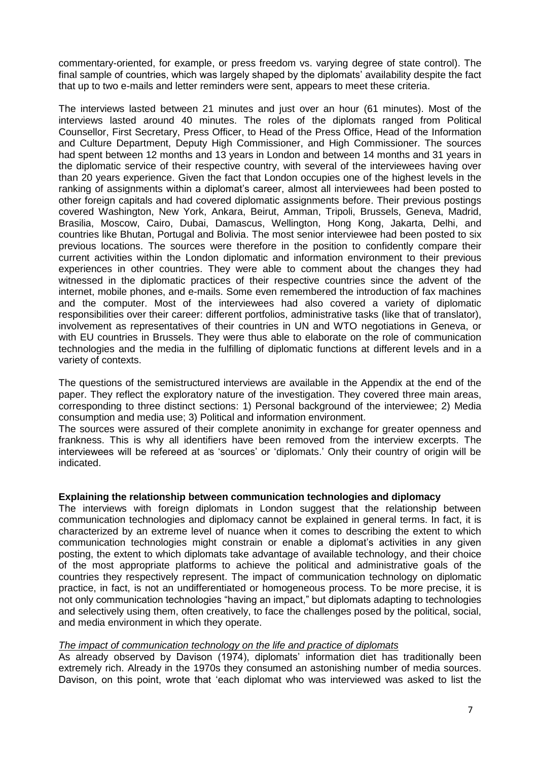commentary-oriented, for example, or press freedom vs. varying degree of state control). The final sample of countries, which was largely shaped by the diplomats' availability despite the fact that up to two e-mails and letter reminders were sent, appears to meet these criteria.

The interviews lasted between 21 minutes and just over an hour (61 minutes). Most of the interviews lasted around 40 minutes. The roles of the diplomats ranged from Political Counsellor, First Secretary, Press Officer, to Head of the Press Office, Head of the Information and Culture Department, Deputy High Commissioner, and High Commissioner. The sources had spent between 12 months and 13 years in London and between 14 months and 31 years in the diplomatic service of their respective country, with several of the interviewees having over than 20 years experience. Given the fact that London occupies one of the highest levels in the ranking of assignments within a diplomat's career, almost all interviewees had been posted to other foreign capitals and had covered diplomatic assignments before. Their previous postings covered Washington, New York, Ankara, Beirut, Amman, Tripoli, Brussels, Geneva, Madrid, Brasilia, Moscow, Cairo, Dubai, Damascus, Wellington, Hong Kong, Jakarta, Delhi, and countries like Bhutan, Portugal and Bolivia. The most senior interviewee had been posted to six previous locations. The sources were therefore in the position to confidently compare their current activities within the London diplomatic and information environment to their previous experiences in other countries. They were able to comment about the changes they had witnessed in the diplomatic practices of their respective countries since the advent of the internet, mobile phones, and e-mails. Some even remembered the introduction of fax machines and the computer. Most of the interviewees had also covered a variety of diplomatic responsibilities over their career: different portfolios, administrative tasks (like that of translator), involvement as representatives of their countries in UN and WTO negotiations in Geneva, or with EU countries in Brussels. They were thus able to elaborate on the role of communication technologies and the media in the fulfilling of diplomatic functions at different levels and in a variety of contexts.

The questions of the semistructured interviews are available in the Appendix at the end of the paper. They reflect the exploratory nature of the investigation. They covered three main areas, corresponding to three distinct sections: 1) Personal background of the interviewee; 2) Media consumption and media use; 3) Political and information environment.

The sources were assured of their complete anonimity in exchange for greater openness and frankness. This is why all identifiers have been removed from the interview excerpts. The interviewees will be refereed at as 'sources' or 'diplomats.' Only their country of origin will be indicated.

## Explaining the relationship between communication technologies and diplomacy

The interviews with foreign diplomats in London suggest that the relationship between communication technologies and diplomacy cannot be explained in general terms. In fact, it is characterized by an extreme level of nuance when it comes to describing the extent to which communication technologies might constrain or enable a diplomat's activities in any given posting, the extent to which diplomats take advantage of available technology, and their choice of the most appropriate platforms to achieve the political and administrative goals of the countries they respectively represent. The impact of communication technology on diplomatic practice, in fact, is not an undifferentiated or homogeneous process. To be more precise, it is not only communication technologies "having an impact," but diplomats adapting to technologies and selectively using them, often creatively, to face the challenges posed by the political, social, and media environment in which they operate.

### *The impact of communication technology on the life and practice of diplomats*

As already observed by Davison (1974), diplomats' information diet has traditionally been extremely rich. Already in the 1970s they consumed an astonishing number of media sources. Davison, on this point, wrote that 'each diplomat who was interviewed was asked to list the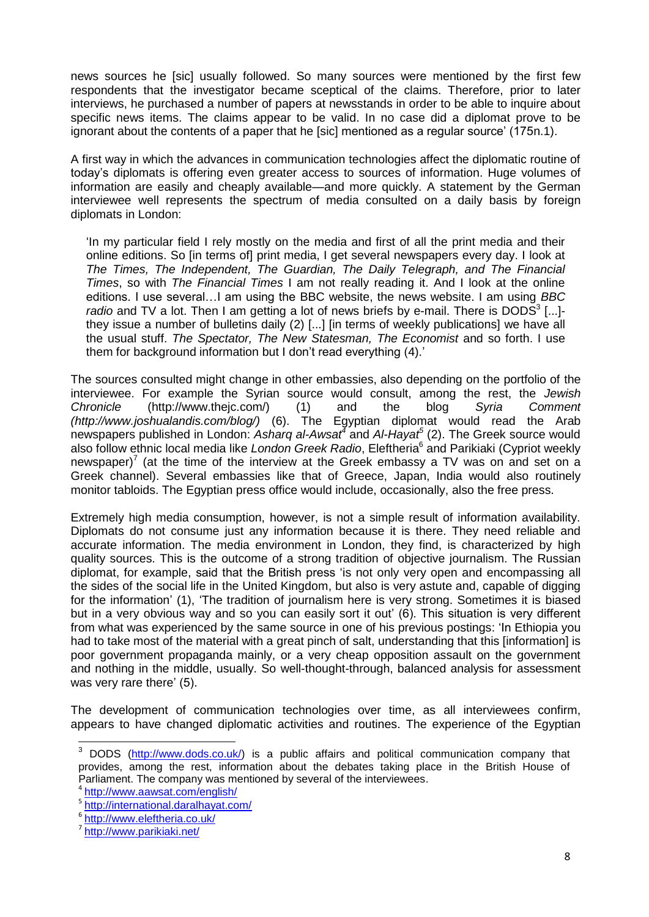news sources he [sic] usually followed. So many sources were mentioned by the first few respondents that the investigator became sceptical of the claims. Therefore, prior to later interviews, he purchased a number of papers at newsstands in order to be able to inquire about specific news items. The claims appear to be valid. In no case did a diplomat prove to be ignorant about the contents of a paper that he [sic] mentioned as a regular source' (175n.1).

A first way in which the advances in communication technologies affect the diplomatic routine of today's diplomats is offering even greater access to sources of information. Huge volumes of information are easily and cheaply available—and more quickly. A statement by the German interviewee well represents the spectrum of media consulted on a daily basis by foreign diplomats in London:

> 'In my particular field I rely mostly on the media and first of all the print media and their online editions. So [in terms of] print media, I get several newspapers every day. I look at *The Times, The Independent, The Guardian, The Daily Telegraph, and The Financial Times*, so with *The Financial Times* I am not really reading it. And I look at the online editions. I use several…I am using the BBC website, the news website. I am using *BBC radio* and TV a lot. Then I am getting a lot of news briefs by e-mail. There is DODS[3] [...]- they issue a number of bulletins daily (2) [...] [in terms of weekly publications] we have all the usual stuff. *The Spectator, The New Statesman, The Economist* and so forth. I use them for background information but I don't read everything (4).'

The sources consulted might change in other embassies, also depending on the portfolio of the interviewee. For example the Syrian source would consult, among the rest, the *Jewish Chronicle* (http://www.thejc.com/) (1) and the blog *Syria Comment (http://www.joshualandis.com/blog/)* (6). The Egyptian diplomat would read the Arab newspapers published in London: *Asharq al-Awsat*[4] and *Al-Hayat*[5] (2). The Greek source would also follow ethnic local media like *London Greek Radio*, Eleftheria[6] and Parikiaki (Cypriot weekly newspaper)[7] (at the time of the interview at the Greek embassy a TV was on and set on a Greek channel). Several embassies like that of Greece, Japan, India would also routinely monitor tabloids. The Egyptian press office would include, occasionally, also the free press.

Extremely high media consumption, however, is not a simple result of information availability. Diplomats do not consume just any information because it is there. They need reliable and accurate information. The media environment in London, they find, is characterized by high quality sources. This is the outcome of a strong tradition of objective journalism. The Russian diplomat, for example, said that the British press 'is not only very open and encompassing all the sides of the social life in the United Kingdom, but also is very astute and, capable of digging for the information' (1), 'The tradition of journalism here is very strong. Sometimes it is biased but in a very obvious way and so you can easily sort it out' (6). This situation is very different from what was experienced by the same source in one of his previous postings: 'In Ethiopia you had to take most of the material with a great pinch of salt, understanding that this [information] is poor government propaganda mainly, or a very cheap opposition assault on the government and nothing in the middle, usually. So well-thought-through, balanced analysis for assessment was very rare there' (5).

The development of communication technologies over time, as all interviewees confirm, appears to have changed diplomatic activities and routines. The experience of the Egyptian

---

[3] DODS (http://www.dods.co.uk/) is a public affairs and political communication company that provides, among the rest, information about the debates taking place in the British House of Parliament. The company was mentioned by several of the interviewees.

[4] http://www.aawsat.com/english/

[5] http://international.daralhayat.com/

[6] http://www.eleftheria.co.uk/

[7] http://www.parikiaki.net/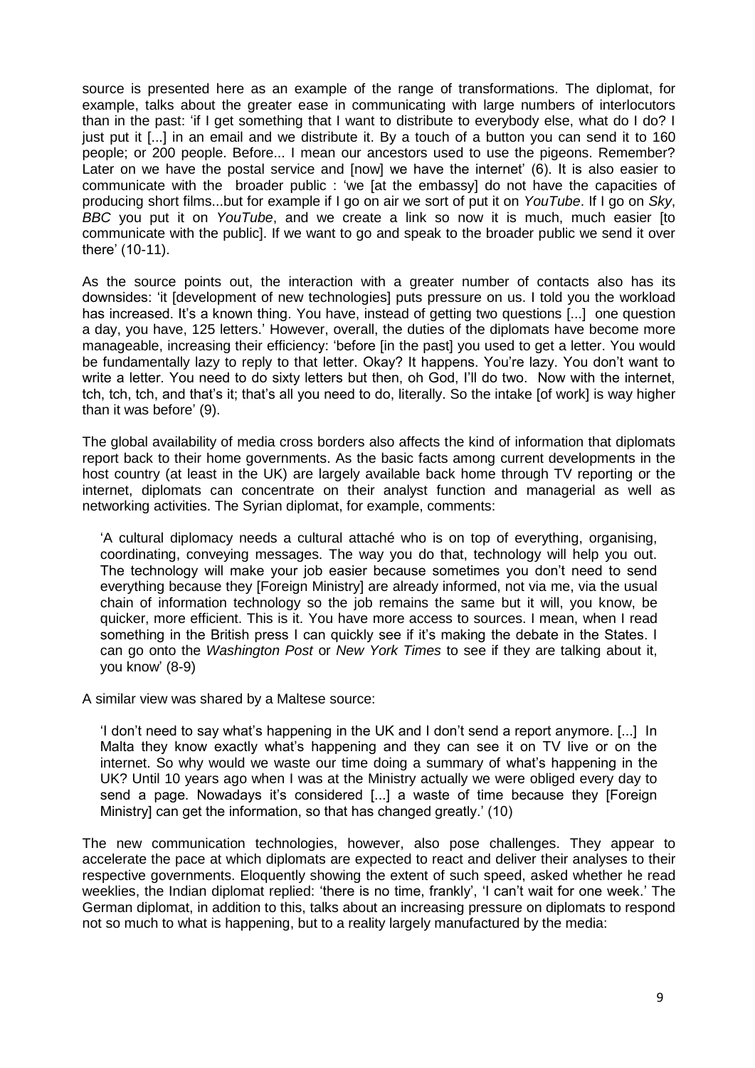source is presented here as an example of the range of transformations. The diplomat, for example, talks about the greater ease in communicating with large numbers of interlocutors than in the past: 'if I get something that I want to distribute to everybody else, what do I do? I just put it [...] in an email and we distribute it. By a touch of a button you can send it to 160 people; or 200 people. Before... I mean our ancestors used to use the pigeons. Remember? Later on we have the postal service and [now] we have the internet' (6). It is also easier to communicate with the broader public : 'we [at the embassy] do not have the capacities of producing short films...but for example if I go on air we sort of put it on *YouTube*. If I go on *Sky*, *BBC* you put it on *YouTube*, and we create a link so now it is much, much easier [to communicate with the public]. If we want to go and speak to the broader public we send it over there' (10-11).

As the source points out, the interaction with a greater number of contacts also has its downsides: 'it [development of new technologies] puts pressure on us. I told you the workload has increased. It's a known thing. You have, instead of getting two questions [...] one question a day, you have, 125 letters.' However, overall, the duties of the diplomats have become more manageable, increasing their efficiency: 'before [in the past] you used to get a letter. You would be fundamentally lazy to reply to that letter. Okay? It happens. You're lazy. You don't want to write a letter. You need to do sixty letters but then, oh God, I'll do two. Now with the internet, tch, tch, tch, and that's it; that's all you need to do, literally. So the intake [of work] is way higher than it was before' (9).

The global availability of media cross borders also affects the kind of information that diplomats report back to their home governments. As the basic facts among current developments in the host country (at least in the UK) are largely available back home through TV reporting or the internet, diplomats can concentrate on their analyst function and managerial as well as networking activities. The Syrian diplomat, for example, comments:

> 'A cultural diplomacy needs a cultural attaché who is on top of everything, organising, coordinating, conveying messages. The way you do that, technology will help you out. The technology will make your job easier because sometimes you don't need to send everything because they [Foreign Ministry] are already informed, not via me, via the usual chain of information technology so the job remains the same but it will, you know, be quicker, more efficient. This is it. You have more access to sources. I mean, when I read something in the British press I can quickly see if it's making the debate in the States. I can go onto the *Washington Post* or *New York Times* to see if they are talking about it, you know' (8-9)

A similar view was shared by a Maltese source:

> 'I don't need to say what's happening in the UK and I don't send a report anymore. [...] In Malta they know exactly what's happening and they can see it on TV live or on the internet. So why would we waste our time doing a summary of what's happening in the UK? Until 10 years ago when I was at the Ministry actually we were obliged every day to send a page. Nowadays it's considered [...] a waste of time because they [Foreign Ministry] can get the information, so that has changed greatly.' (10)

The new communication technologies, however, also pose challenges. They appear to accelerate the pace at which diplomats are expected to react and deliver their analyses to their respective governments. Eloquently showing the extent of such speed, asked whether he read weeklies, the Indian diplomat replied: 'there is no time, frankly', 'I can't wait for one week.' The German diplomat, in addition to this, talks about an increasing pressure on diplomats to respond not so much to what is happening, but to a reality largely manufactured by the media: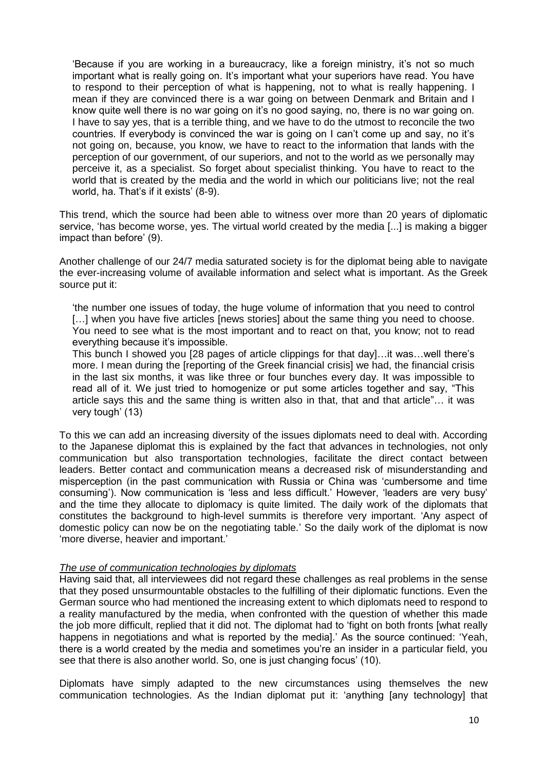> 'Because if you are working in a bureaucracy, like a foreign ministry, it's not so much important what is really going on. It's important what your superiors have read. You have to respond to their perception of what is happening, not to what is really happening. I mean if they are convinced there is a war going on between Denmark and Britain and I know quite well there is no war going on it's no good saying, no, there is no war going on. I have to say yes, that is a terrible thing, and we have to do the utmost to reconcile the two countries. If everybody is convinced the war is going on I can't come up and say, no it's not going on, because, you know, we have to react to the information that lands with the perception of our government, of our superiors, and not to the world as we personally may perceive it, as a specialist. So forget about specialist thinking. You have to react to the world that is created by the media and the world in which our politicians live; not the real world, ha. That's if it exists' (8-9).

This trend, which the source had been able to witness over more than 20 years of diplomatic service, 'has become worse, yes. The virtual world created by the media [...] is making a bigger impact than before' (9).

Another challenge of our 24/7 media saturated society is for the diplomat being able to navigate the ever-increasing volume of available information and select what is important. As the Greek source put it:

> 'the number one issues of today, the huge volume of information that you need to control […] when you have five articles [news stories] about the same thing you need to choose. You need to see what is the most important and to react on that, you know; not to read everything because it's impossible.
>
> This bunch I showed you [28 pages of article clippings for that day]…it was…well there's more. I mean during the [reporting of the Greek financial crisis] we had, the financial crisis in the last six months, it was like three or four bunches every day. It was impossible to read all of it. We just tried to homogenize or put some articles together and say, "This article says this and the same thing is written also in that, that and that article"… it was very tough' (13)

To this we can add an increasing diversity of the issues diplomats need to deal with. According to the Japanese diplomat this is explained by the fact that advances in technologies, not only communication but also transportation technologies, facilitate the direct contact between leaders. Better contact and communication means a decreased risk of misunderstanding and misperception (in the past communication with Russia or China was 'cumbersome and time consuming'). Now communication is 'less and less difficult.' However, 'leaders are very busy' and the time they allocate to diplomacy is quite limited. The daily work of the diplomats that constitutes the background to high-level summits is therefore very important. 'Any aspect of domestic policy can now be on the negotiating table.' So the daily work of the diplomat is now 'more diverse, heavier and important.'

*The use of communication technologies by diplomats*

Having said that, all interviewees did not regard these challenges as real problems in the sense that they posed unsurmountable obstacles to the fulfilling of their diplomatic functions. Even the German source who had mentioned the increasing extent to which diplomats need to respond to a reality manufactured by the media, when confronted with the question of whether this made the job more difficult, replied that it did not. The diplomat had to 'fight on both fronts [what really happens in negotiations and what is reported by the media].' As the source continued: 'Yeah, there is a world created by the media and sometimes you're an insider in a particular field, you see that there is also another world. So, one is just changing focus' (10).

Diplomats have simply adapted to the new circumstances using themselves the new communication technologies. As the Indian diplomat put it: 'anything [any technology] that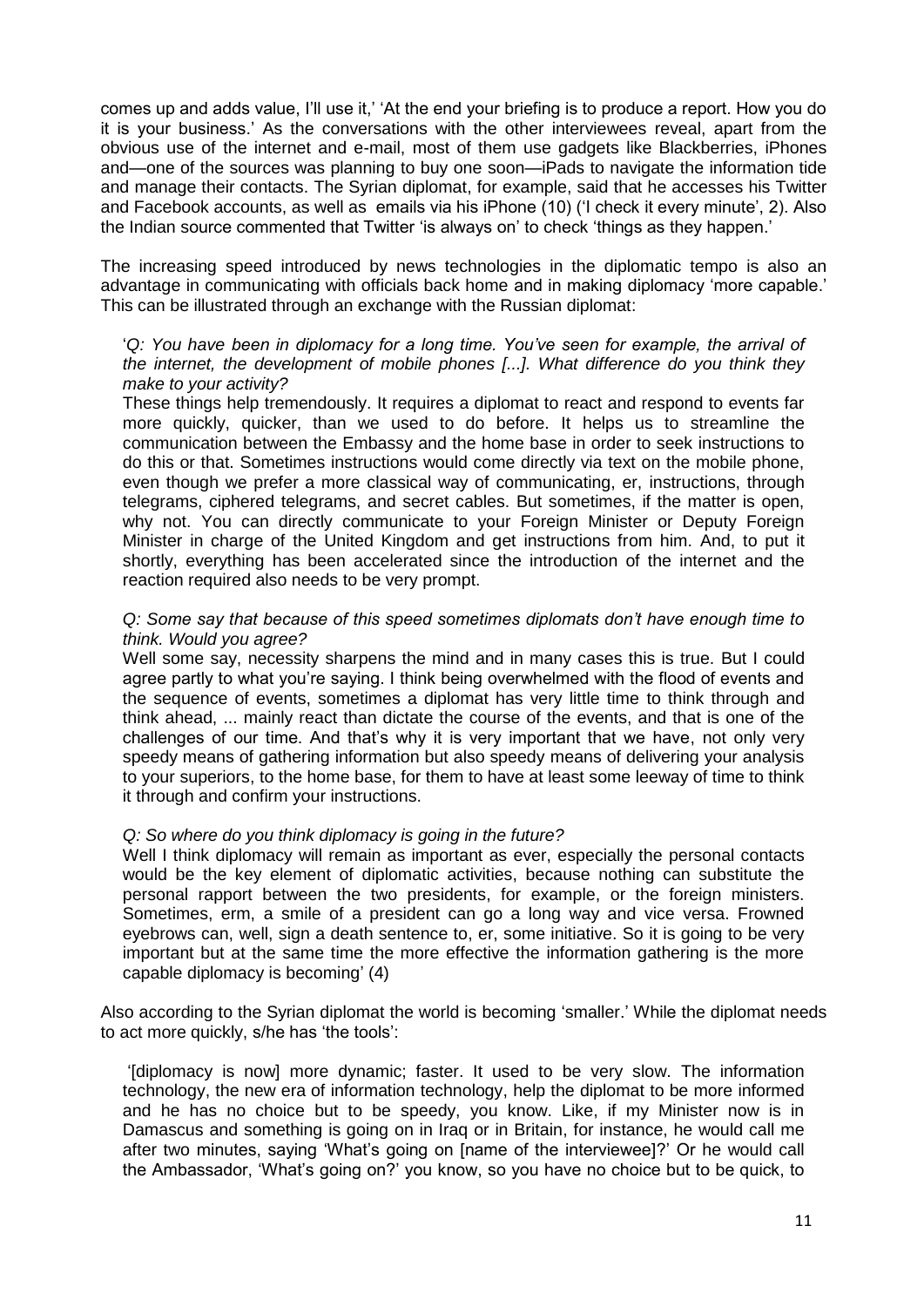comes up and adds value, I'll use it,' 'At the end your briefing is to produce a report. How you do it is your business.' As the conversations with the other interviewees reveal, apart from the obvious use of the internet and e-mail, most of them use gadgets like Blackberries, iPhones and—one of the sources was planning to buy one soon—iPads to navigate the information tide and manage their contacts. The Syrian diplomat, for example, said that he accesses his Twitter and Facebook accounts, as well as emails via his iPhone (10) ('I check it every minute', 2). Also the Indian source commented that Twitter 'is always on' to check 'things as they happen.'

The increasing speed introduced by news technologies in the diplomatic tempo is also an advantage in communicating with officials back home and in making diplomacy 'more capable.' This can be illustrated through an exchange with the Russian diplomat:

> '*Q: You have been in diplomacy for a long time. You've seen for example, the arrival of the internet, the development of mobile phones [...]. What difference do you think they make to your activity?*
>
> These things help tremendously. It requires a diplomat to react and respond to events far more quickly, quicker, than we used to do before. It helps us to streamline the communication between the Embassy and the home base in order to seek instructions to do this or that. Sometimes instructions would come directly via text on the mobile phone, even though we prefer a more classical way of communicating, er, instructions, through telegrams, ciphered telegrams, and secret cables. But sometimes, if the matter is open, why not. You can directly communicate to your Foreign Minister or Deputy Foreign Minister in charge of the United Kingdom and get instructions from him. And, to put it shortly, everything has been accelerated since the introduction of the internet and the reaction required also needs to be very prompt.
>
> *Q: Some say that because of this speed sometimes diplomats don't have enough time to think. Would you agree?*
>
> Well some say, necessity sharpens the mind and in many cases this is true. But I could agree partly to what you're saying. I think being overwhelmed with the flood of events and the sequence of events, sometimes a diplomat has very little time to think through and think ahead, ... mainly react than dictate the course of the events, and that is one of the challenges of our time. And that's why it is very important that we have, not only very speedy means of gathering information but also speedy means of delivering your analysis to your superiors, to the home base, for them to have at least some leeway of time to think it through and confirm your instructions.
>
> *Q: So where do you think diplomacy is going in the future?*
>
> Well I think diplomacy will remain as important as ever, especially the personal contacts would be the key element of diplomatic activities, because nothing can substitute the personal rapport between the two presidents, for example, or the foreign ministers. Sometimes, erm, a smile of a president can go a long way and vice versa. Frowned eyebrows can, well, sign a death sentence to, er, some initiative. So it is going to be very important but at the same time the more effective the information gathering is the more capable diplomacy is becoming' (4)

Also according to the Syrian diplomat the world is becoming 'smaller.' While the diplomat needs to act more quickly, s/he has 'the tools':

> '[diplomacy is now] more dynamic; faster. It used to be very slow. The information technology, the new era of information technology, help the diplomat to be more informed and he has no choice but to be speedy, you know. Like, if my Minister now is in Damascus and something is going on in Iraq or in Britain, for instance, he would call me after two minutes, saying 'What's going on [name of the interviewee]?' Or he would call the Ambassador, 'What's going on?' you know, so you have no choice but to be quick, to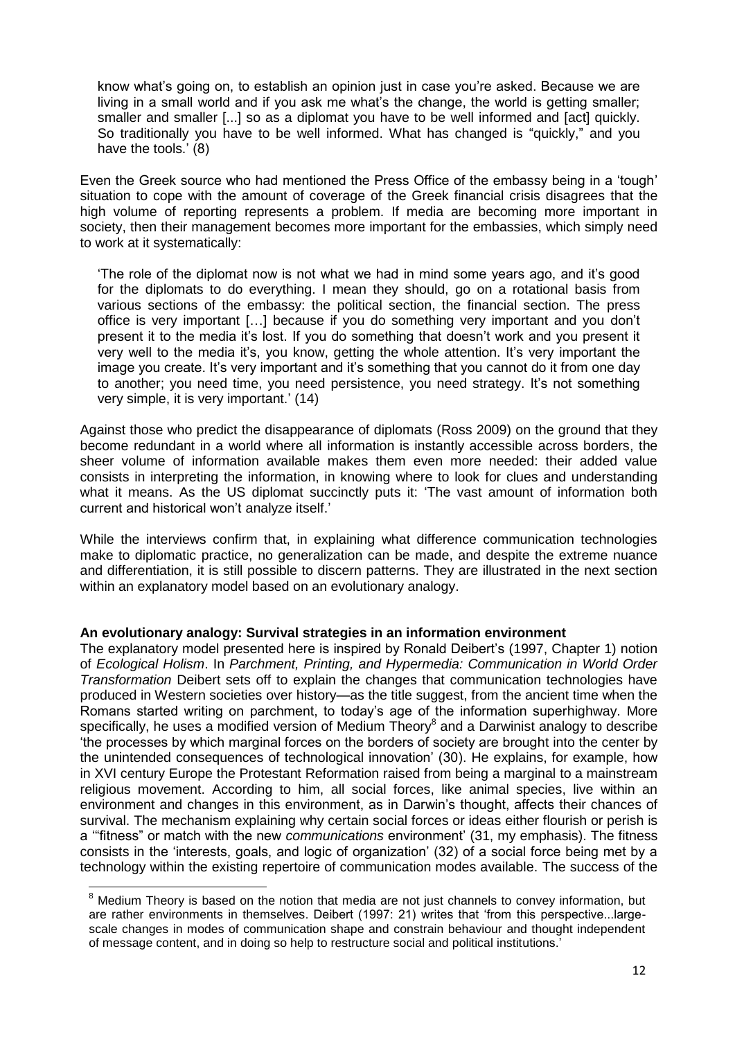know what's going on, to establish an opinion just in case you're asked. Because we are living in a small world and if you ask me what's the change, the world is getting smaller; smaller and smaller [...] so as a diplomat you have to be well informed and [act] quickly. So traditionally you have to be well informed. What has changed is "quickly," and you have the tools.' (8)

Even the Greek source who had mentioned the Press Office of the embassy being in a 'tough' situation to cope with the amount of coverage of the Greek financial crisis disagrees that the high volume of reporting represents a problem. If media are becoming more important in society, then their management becomes more important for the embassies, which simply need to work at it systematically:

> 'The role of the diplomat now is not what we had in mind some years ago, and it's good for the diplomats to do everything. I mean they should, go on a rotational basis from various sections of the embassy: the political section, the financial section. The press office is very important […] because if you do something very important and you don't present it to the media it's lost. If you do something that doesn't work and you present it very well to the media it's, you know, getting the whole attention. It's very important the image you create. It's very important and it's something that you cannot do it from one day to another; you need time, you need persistence, you need strategy. It's not something very simple, it is very important.' (14)

Against those who predict the disappearance of diplomats (Ross 2009) on the ground that they become redundant in a world where all information is instantly accessible across borders, the sheer volume of information available makes them even more needed: their added value consists in interpreting the information, in knowing where to look for clues and understanding what it means. As the US diplomat succinctly puts it: 'The vast amount of information both current and historical won't analyze itself.'

While the interviews confirm that, in explaining what difference communication technologies make to diplomatic practice, no generalization can be made, and despite the extreme nuance and differentiation, it is still possible to discern patterns. They are illustrated in the next section within an explanatory model based on an evolutionary analogy.

**An evolutionary analogy: Survival strategies in an information environment**

The explanatory model presented here is inspired by Ronald Deibert's (1997, Chapter 1) notion of *Ecological Holism*. In *Parchment, Printing, and Hypermedia: Communication in World Order Transformation* Deibert sets off to explain the changes that communication technologies have produced in Western societies over history—as the title suggest, from the ancient time when the Romans started writing on parchment, to today's age of the information superhighway. More specifically, he uses a modified version of Medium Theory[8] and a Darwinist analogy to describe 'the processes by which marginal forces on the borders of society are brought into the center by the unintended consequences of technological innovation' (30). He explains, for example, how in XVI century Europe the Protestant Reformation raised from being a marginal to a mainstream religious movement. According to him, all social forces, like animal species, live within an environment and changes in this environment, as in Darwin's thought, affects their chances of survival. The mechanism explaining why certain social forces or ideas either flourish or perish is a '"fitness" or match with the new *communications* environment' (31, my emphasis). The fitness consists in the 'interests, goals, and logic of organization' (32) of a social force being met by a technology within the existing repertoire of communication modes available. The success of the

---

[8] Medium Theory is based on the notion that media are not just channels to convey information, but are rather environments in themselves. Deibert (1997: 21) writes that 'from this perspective...large-scale changes in modes of communication shape and constrain behaviour and thought independent of message content, and in doing so help to restructure social and political institutions.'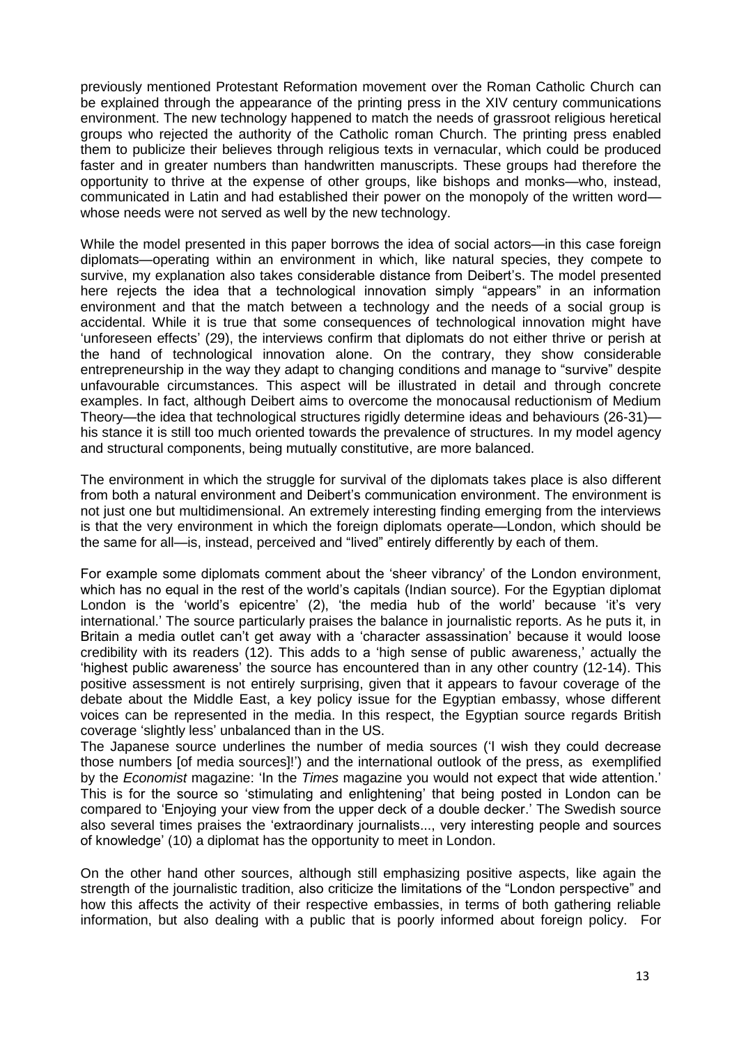previously mentioned Protestant Reformation movement over the Roman Catholic Church can be explained through the appearance of the printing press in the XIV century communications environment. The new technology happened to match the needs of grassroot religious heretical groups who rejected the authority of the Catholic roman Church. The printing press enabled them to publicize their believes through religious texts in vernacular, which could be produced faster and in greater numbers than handwritten manuscripts. These groups had therefore the opportunity to thrive at the expense of other groups, like bishops and monks—who, instead, communicated in Latin and had established their power on the monopoly of the written word—whose needs were not served as well by the new technology.

While the model presented in this paper borrows the idea of social actors—in this case foreign diplomats—operating within an environment in which, like natural species, they compete to survive, my explanation also takes considerable distance from Deibert's. The model presented here rejects the idea that a technological innovation simply "appears" in an information environment and that the match between a technology and the needs of a social group is accidental. While it is true that some consequences of technological innovation might have 'unforeseen effects' (29), the interviews confirm that diplomats do not either thrive or perish at the hand of technological innovation alone. On the contrary, they show considerable entrepreneurship in the way they adapt to changing conditions and manage to "survive" despite unfavourable circumstances. This aspect will be illustrated in detail and through concrete examples. In fact, although Deibert aims to overcome the monocausal reductionism of Medium Theory—the idea that technological structures rigidly determine ideas and behaviours (26-31)—his stance it is still too much oriented towards the prevalence of structures. In my model agency and structural components, being mutually constitutive, are more balanced.

The environment in which the struggle for survival of the diplomats takes place is also different from both a natural environment and Deibert's communication environment. The environment is not just one but multidimensional. An extremely interesting finding emerging from the interviews is that the very environment in which the foreign diplomats operate—London, which should be the same for all—is, instead, perceived and "lived" entirely differently by each of them.

For example some diplomats comment about the 'sheer vibrancy' of the London environment, which has no equal in the rest of the world's capitals (Indian source). For the Egyptian diplomat London is the 'world's epicentre' (2), 'the media hub of the world' because 'it's very international.' The source particularly praises the balance in journalistic reports. As he puts it, in Britain a media outlet can't get away with a 'character assassination' because it would loose credibility with its readers (12). This adds to a 'high sense of public awareness,' actually the 'highest public awareness' the source has encountered than in any other country (12-14). This positive assessment is not entirely surprising, given that it appears to favour coverage of the debate about the Middle East, a key policy issue for the Egyptian embassy, whose different voices can be represented in the media. In this respect, the Egyptian source regards British coverage 'slightly less' unbalanced than in the US.

The Japanese source underlines the number of media sources ('I wish they could decrease those numbers [of media sources]!') and the international outlook of the press, as exemplified by the *Economist* magazine: 'In the *Times* magazine you would not expect that wide attention.' This is for the source so 'stimulating and enlightening' that being posted in London can be compared to 'Enjoying your view from the upper deck of a double decker.' The Swedish source also several times praises the 'extraordinary journalists..., very interesting people and sources of knowledge' (10) a diplomat has the opportunity to meet in London.

On the other hand other sources, although still emphasizing positive aspects, like again the strength of the journalistic tradition, also criticize the limitations of the "London perspective" and how this affects the activity of their respective embassies, in terms of both gathering reliable information, but also dealing with a public that is poorly informed about foreign policy. For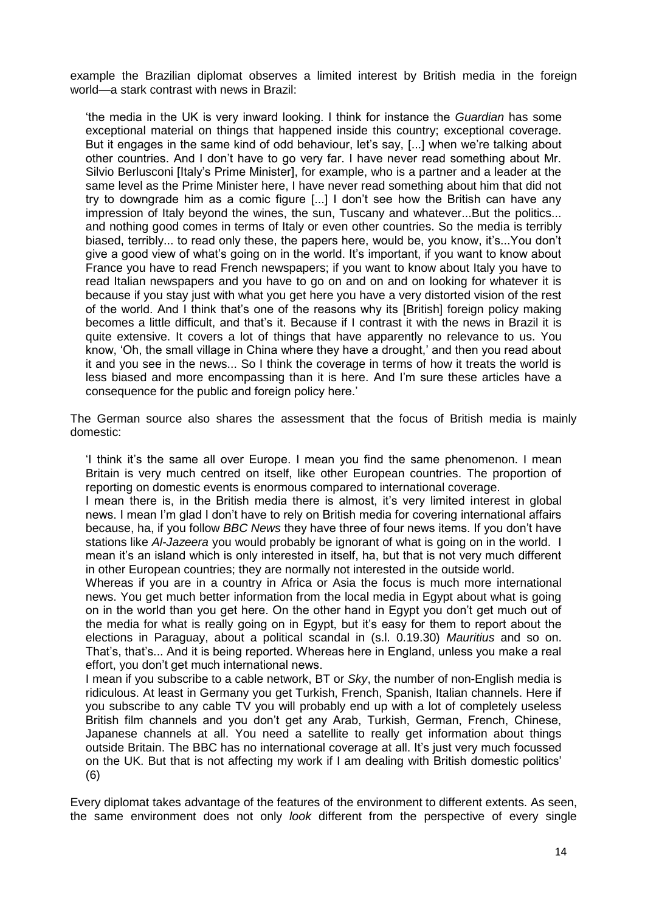example the Brazilian diplomat observes a limited interest by British media in the foreign world—a stark contrast with news in Brazil:

> 'the media in the UK is very inward looking. I think for instance the *Guardian* has some exceptional material on things that happened inside this country; exceptional coverage. But it engages in the same kind of odd behaviour, let's say, [...] when we're talking about other countries. And I don't have to go very far. I have never read something about Mr. Silvio Berlusconi [Italy's Prime Minister], for example, who is a partner and a leader at the same level as the Prime Minister here, I have never read something about him that did not try to downgrade him as a comic figure [...] I don't see how the British can have any impression of Italy beyond the wines, the sun, Tuscany and whatever...But the politics... and nothing good comes in terms of Italy or even other countries. So the media is terribly biased, terribly... to read only these, the papers here, would be, you know, it's...You don't give a good view of what's going on in the world. It's important, if you want to know about France you have to read French newspapers; if you want to know about Italy you have to read Italian newspapers and you have to go on and on and on looking for whatever it is because if you stay just with what you get here you have a very distorted vision of the rest of the world. And I think that's one of the reasons why its [British] foreign policy making becomes a little difficult, and that's it. Because if I contrast it with the news in Brazil it is quite extensive. It covers a lot of things that have apparently no relevance to us. You know, 'Oh, the small village in China where they have a drought,' and then you read about it and you see in the news... So I think the coverage in terms of how it treats the world is less biased and more encompassing than it is here. And I'm sure these articles have a consequence for the public and foreign policy here.'

The German source also shares the assessment that the focus of British media is mainly domestic:

> 'I think it's the same all over Europe. I mean you find the same phenomenon. I mean Britain is very much centred on itself, like other European countries. The proportion of reporting on domestic events is enormous compared to international coverage.
>
> I mean there is, in the British media there is almost, it's very limited interest in global news. I mean I'm glad I don't have to rely on British media for covering international affairs because, ha, if you follow *BBC News* they have three of four news items. If you don't have stations like *Al-Jazeera* you would probably be ignorant of what is going on in the world. I mean it's an island which is only interested in itself, ha, but that is not very much different in other European countries; they are normally not interested in the outside world.
>
> Whereas if you are in a country in Africa or Asia the focus is much more international news. You get much better information from the local media in Egypt about what is going on in the world than you get here. On the other hand in Egypt you don't get much out of the media for what is really going on in Egypt, but it's easy for them to report about the elections in Paraguay, about a political scandal in (s.l. 0.19.30) *Mauritius* and so on. That's, that's... And it is being reported. Whereas here in England, unless you make a real effort, you don't get much international news.
>
> I mean if you subscribe to a cable network, BT or *Sky*, the number of non-English media is ridiculous. At least in Germany you get Turkish, French, Spanish, Italian channels. Here if you subscribe to any cable TV you will probably end up with a lot of completely useless British film channels and you don't get any Arab, Turkish, German, French, Chinese, Japanese channels at all. You need a satellite to really get information about things outside Britain. The BBC has no international coverage at all. It's just very much focussed on the UK. But that is not affecting my work if I am dealing with British domestic politics' (6)

Every diplomat takes advantage of the features of the environment to different extents. As seen, the same environment does not only *look* different from the perspective of every single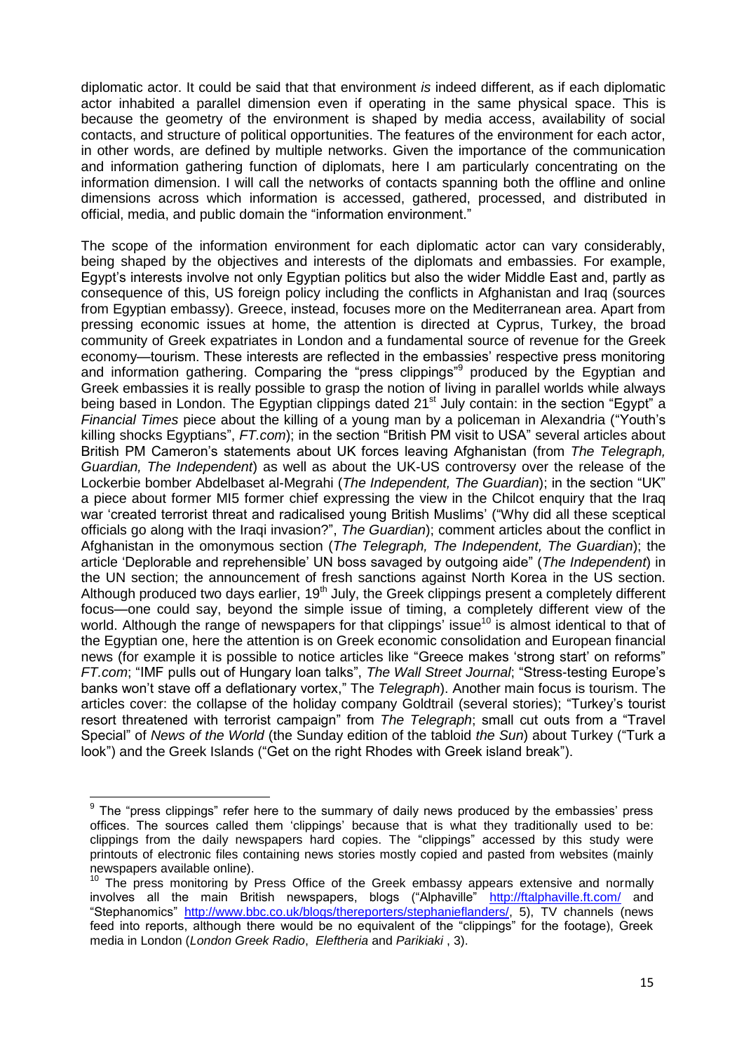diplomatic actor. It could be said that that environment *is* indeed different, as if each diplomatic actor inhabited a parallel dimension even if operating in the same physical space. This is because the geometry of the environment is shaped by media access, availability of social contacts, and structure of political opportunities. The features of the environment for each actor, in other words, are defined by multiple networks. Given the importance of the communication and information gathering function of diplomats, here I am particularly concentrating on the information dimension. I will call the networks of contacts spanning both the offline and online dimensions across which information is accessed, gathered, processed, and distributed in official, media, and public domain the "information environment."

The scope of the information environment for each diplomatic actor can vary considerably, being shaped by the objectives and interests of the diplomats and embassies. For example, Egypt's interests involve not only Egyptian politics but also the wider Middle East and, partly as consequence of this, US foreign policy including the conflicts in Afghanistan and Iraq (sources from Egyptian embassy). Greece, instead, focuses more on the Mediterranean area. Apart from pressing economic issues at home, the attention is directed at Cyprus, Turkey, the broad community of Greek expatriates in London and a fundamental source of revenue for the Greek economy—tourism. These interests are reflected in the embassies' respective press monitoring and information gathering. Comparing the "press clippings"[9] produced by the Egyptian and Greek embassies it is really possible to grasp the notion of living in parallel worlds while always being based in London. The Egyptian clippings dated 21st July contain: in the section "Egypt" a *Financial Times* piece about the killing of a young man by a policeman in Alexandria ("Youth's killing shocks Egyptians", *FT.com*); in the section "British PM visit to USA" several articles about British PM Cameron's statements about UK forces leaving Afghanistan (from *The Telegraph, Guardian, The Independent*) as well as about the UK-US controversy over the release of the Lockerbie bomber Abdelbaset al-Megrahi (*The Independent, The Guardian*); in the section "UK" a piece about former MI5 former chief expressing the view in the Chilcot enquiry that the Iraq war 'created terrorist threat and radicalised young British Muslims' ("Why did all these sceptical officials go along with the Iraqi invasion?", *The Guardian*); comment articles about the conflict in Afghanistan in the omonymous section (*The Telegraph, The Independent, The Guardian*); the article 'Deplorable and reprehensible' UN boss savaged by outgoing aide" (*The Independent*) in the UN section; the announcement of fresh sanctions against North Korea in the US section. Although produced two days earlier, 19th July, the Greek clippings present a completely different focus—one could say, beyond the simple issue of timing, a completely different view of the world. Although the range of newspapers for that clippings' issue[10] is almost identical to that of the Egyptian one, here the attention is on Greek economic consolidation and European financial news (for example it is possible to notice articles like "Greece makes 'strong start' on reforms" *FT.com*; "IMF pulls out of Hungary loan talks", *The Wall Street Journal*; "Stress-testing Europe's banks won't stave off a deflationary vortex," The *Telegraph*). Another main focus is tourism. The articles cover: the collapse of the holiday company Goldtrail (several stories); "Turkey's tourist resort threatened with terrorist campaign" from *The Telegraph*; small cut outs from a "Travel Special" of *News of the World* (the Sunday edition of the tabloid *the Sun*) about Turkey ("Turk a look") and the Greek Islands ("Get on the right Rhodes with Greek island break").

---

[9] The "press clippings" refer here to the summary of daily news produced by the embassies' press offices. The sources called them 'clippings' because that is what they traditionally used to be: clippings from the daily newspapers hard copies. The "clippings" accessed by this study were printouts of electronic files containing news stories mostly copied and pasted from websites (mainly newspapers available online).

[10] The press monitoring by Press Office of the Greek embassy appears extensive and normally involves all the main British newspapers, blogs ("Alphaville" http://ftalphaville.ft.com/ and "Stephanomics" http://www.bbc.co.uk/blogs/thereporters/stephanieflanders/, 5), TV channels (news feed into reports, although there would be no equivalent of the "clippings" for the footage), Greek media in London (*London Greek Radio*, *Eleftheria* and *Parikiaki* , 3).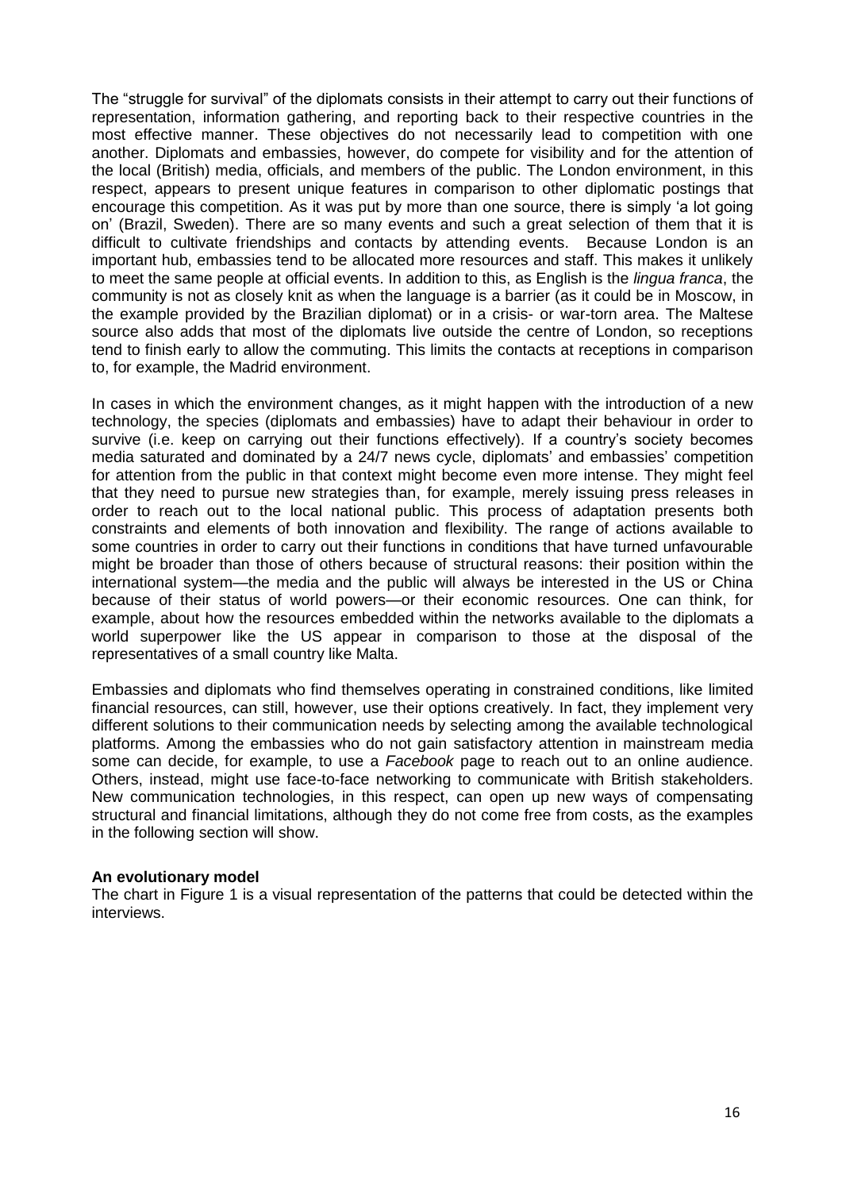The "struggle for survival" of the diplomats consists in their attempt to carry out their functions of representation, information gathering, and reporting back to their respective countries in the most effective manner. These objectives do not necessarily lead to competition with one another. Diplomats and embassies, however, do compete for visibility and for the attention of the local (British) media, officials, and members of the public. The London environment, in this respect, appears to present unique features in comparison to other diplomatic postings that encourage this competition. As it was put by more than one source, there is simply 'a lot going on' (Brazil, Sweden). There are so many events and such a great selection of them that it is difficult to cultivate friendships and contacts by attending events. Because London is an important hub, embassies tend to be allocated more resources and staff. This makes it unlikely to meet the same people at official events. In addition to this, as English is the *lingua franca*, the community is not as closely knit as when the language is a barrier (as it could be in Moscow, in the example provided by the Brazilian diplomat) or in a crisis- or war-torn area. The Maltese source also adds that most of the diplomats live outside the centre of London, so receptions tend to finish early to allow the commuting. This limits the contacts at receptions in comparison to, for example, the Madrid environment.

In cases in which the environment changes, as it might happen with the introduction of a new technology, the species (diplomats and embassies) have to adapt their behaviour in order to survive (i.e. keep on carrying out their functions effectively). If a country's society becomes media saturated and dominated by a 24/7 news cycle, diplomats' and embassies' competition for attention from the public in that context might become even more intense. They might feel that they need to pursue new strategies than, for example, merely issuing press releases in order to reach out to the local national public. This process of adaptation presents both constraints and elements of both innovation and flexibility. The range of actions available to some countries in order to carry out their functions in conditions that have turned unfavourable might be broader than those of others because of structural reasons: their position within the international system—the media and the public will always be interested in the US or China because of their status of world powers—or their economic resources. One can think, for example, about how the resources embedded within the networks available to the diplomats a world superpower like the US appear in comparison to those at the disposal of the representatives of a small country like Malta.

Embassies and diplomats who find themselves operating in constrained conditions, like limited financial resources, can still, however, use their options creatively. In fact, they implement very different solutions to their communication needs by selecting among the available technological platforms. Among the embassies who do not gain satisfactory attention in mainstream media some can decide, for example, to use a *Facebook* page to reach out to an online audience. Others, instead, might use face-to-face networking to communicate with British stakeholders. New communication technologies, in this respect, can open up new ways of compensating structural and financial limitations, although they do not come free from costs, as the examples in the following section will show.

**An evolutionary model**

The chart in Figure 1 is a visual representation of the patterns that could be detected within the interviews.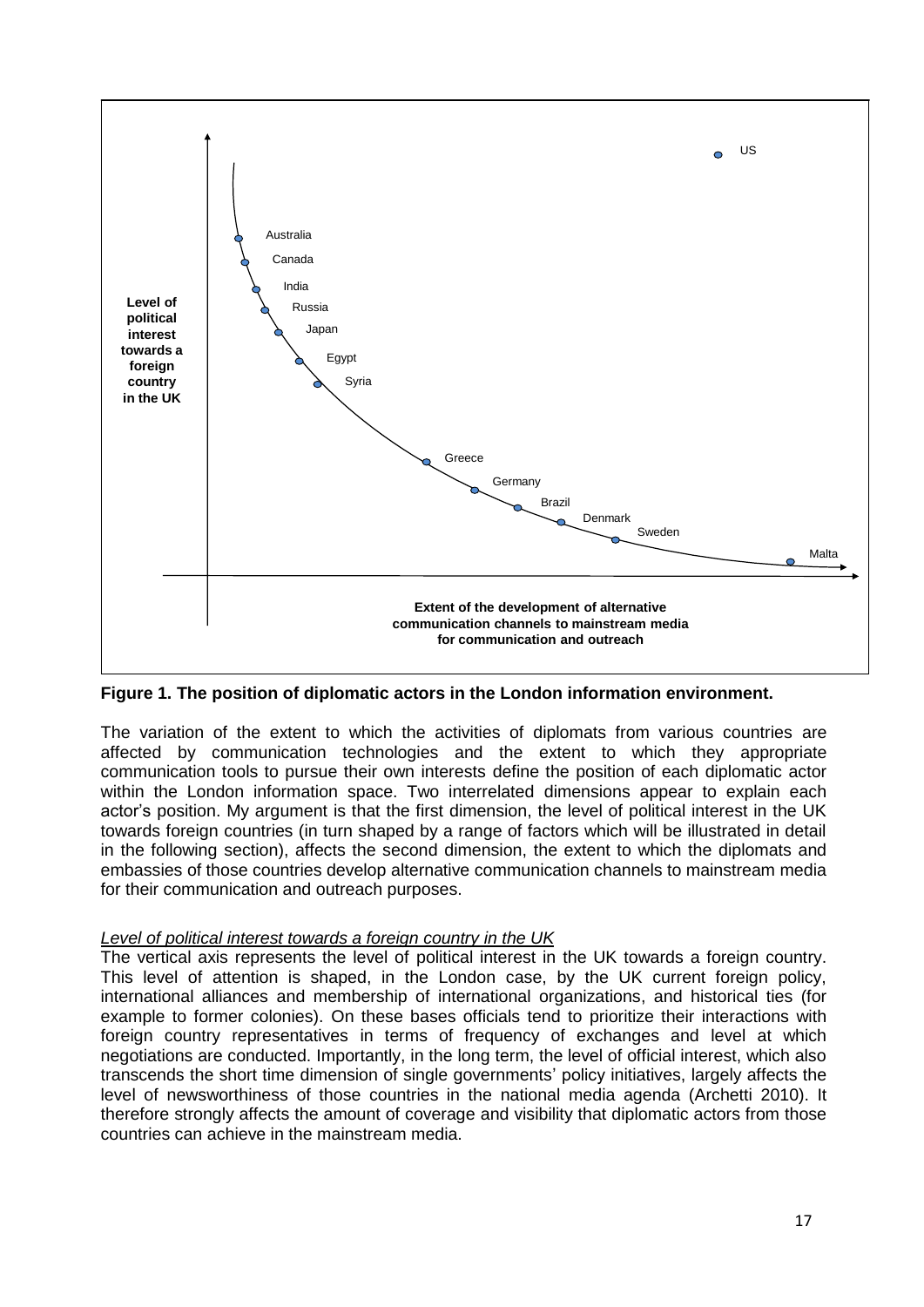**Figure 1. The position of diplomatic actors in the London information environment.**

The variation of the extent to which the activities of diplomats from various countries are affected by communication technologies and the extent to which they appropriate communication tools to pursue their own interests define the position of each diplomatic actor within the London information space. Two interrelated dimensions appear to explain each actor's position. My argument is that the first dimension, the level of political interest in the UK towards foreign countries (in turn shaped by a range of factors which will be illustrated in detail in the following section), affects the second dimension, the extent to which the diplomats and embassies of those countries develop alternative communication channels to mainstream media for their communication and outreach purposes.

*Level of political interest towards a foreign country in the UK*

The vertical axis represents the level of political interest in the UK towards a foreign country. This level of attention is shaped, in the London case, by the UK current foreign policy, international alliances and membership of international organizations, and historical ties (for example to former colonies). On these bases officials tend to prioritize their interactions with foreign country representatives in terms of frequency of exchanges and level at which negotiations are conducted. Importantly, in the long term, the level of official interest, which also transcends the short time dimension of single governments' policy initiatives, largely affects the level of newsworthiness of those countries in the national media agenda (Archetti 2010). It therefore strongly affects the amount of coverage and visibility that diplomatic actors from those countries can achieve in the mainstream media.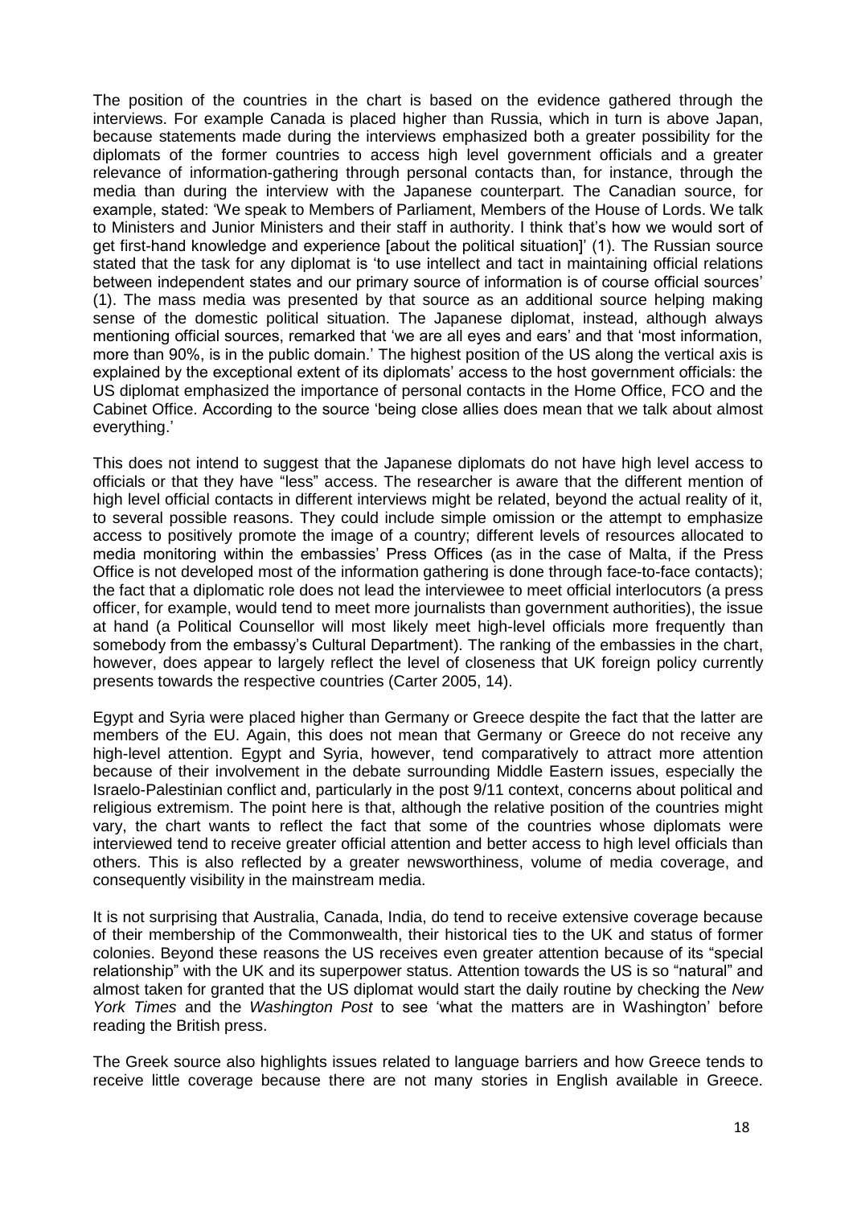The position of the countries in the chart is based on the evidence gathered through the interviews. For example Canada is placed higher than Russia, which in turn is above Japan, because statements made during the interviews emphasized both a greater possibility for the diplomats of the former countries to access high level government officials and a greater relevance of information-gathering through personal contacts than, for instance, through the media than during the interview with the Japanese counterpart. The Canadian source, for example, stated: 'We speak to Members of Parliament, Members of the House of Lords. We talk to Ministers and Junior Ministers and their staff in authority. I think that's how we would sort of get first-hand knowledge and experience [about the political situation]' (1). The Russian source stated that the task for any diplomat is 'to use intellect and tact in maintaining official relations between independent states and our primary source of information is of course official sources' (1). The mass media was presented by that source as an additional source helping making sense of the domestic political situation. The Japanese diplomat, instead, although always mentioning official sources, remarked that 'we are all eyes and ears' and that 'most information, more than 90%, is in the public domain.' The highest position of the US along the vertical axis is explained by the exceptional extent of its diplomats' access to the host government officials: the US diplomat emphasized the importance of personal contacts in the Home Office, FCO and the Cabinet Office. According to the source 'being close allies does mean that we talk about almost everything.'

This does not intend to suggest that the Japanese diplomats do not have high level access to officials or that they have "less" access. The researcher is aware that the different mention of high level official contacts in different interviews might be related, beyond the actual reality of it, to several possible reasons. They could include simple omission or the attempt to emphasize access to positively promote the image of a country; different levels of resources allocated to media monitoring within the embassies' Press Offices (as in the case of Malta, if the Press Office is not developed most of the information gathering is done through face-to-face contacts); the fact that a diplomatic role does not lead the interviewee to meet official interlocutors (a press officer, for example, would tend to meet more journalists than government authorities), the issue at hand (a Political Counsellor will most likely meet high-level officials more frequently than somebody from the embassy's Cultural Department). The ranking of the embassies in the chart, however, does appear to largely reflect the level of closeness that UK foreign policy currently presents towards the respective countries (Carter 2005, 14).

Egypt and Syria were placed higher than Germany or Greece despite the fact that the latter are members of the EU. Again, this does not mean that Germany or Greece do not receive any high-level attention. Egypt and Syria, however, tend comparatively to attract more attention because of their involvement in the debate surrounding Middle Eastern issues, especially the Israelo-Palestinian conflict and, particularly in the post 9/11 context, concerns about political and religious extremism. The point here is that, although the relative position of the countries might vary, the chart wants to reflect the fact that some of the countries whose diplomats were interviewed tend to receive greater official attention and better access to high level officials than others. This is also reflected by a greater newsworthiness, volume of media coverage, and consequently visibility in the mainstream media.

It is not surprising that Australia, Canada, India, do tend to receive extensive coverage because of their membership of the Commonwealth, their historical ties to the UK and status of former colonies. Beyond these reasons the US receives even greater attention because of its "special relationship" with the UK and its superpower status. Attention towards the US is so "natural" and almost taken for granted that the US diplomat would start the daily routine by checking the *New York Times* and the *Washington Post* to see 'what the matters are in Washington' before reading the British press.

The Greek source also highlights issues related to language barriers and how Greece tends to receive little coverage because there are not many stories in English available in Greece.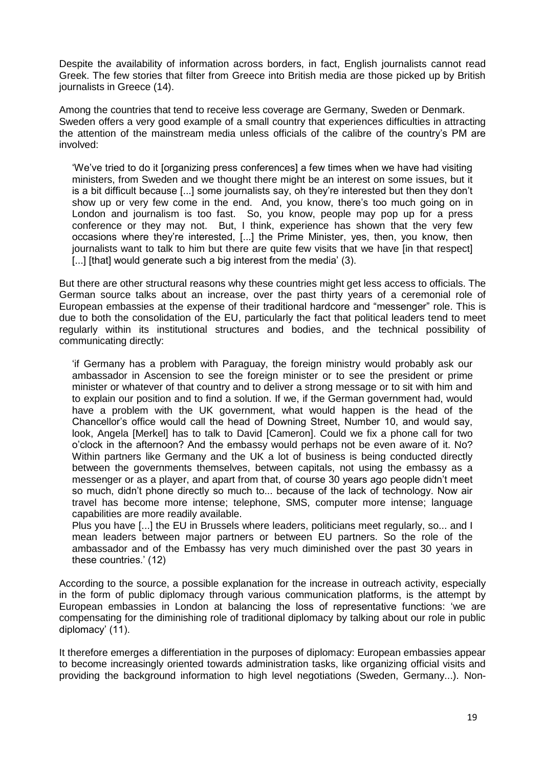Despite the availability of information across borders, in fact, English journalists cannot read Greek. The few stories that filter from Greece into British media are those picked up by British journalists in Greece (14).

Among the countries that tend to receive less coverage are Germany, Sweden or Denmark. Sweden offers a very good example of a small country that experiences difficulties in attracting the attention of the mainstream media unless officials of the calibre of the country's PM are involved:

> 'We've tried to do it [organizing press conferences] a few times when we have had visiting ministers, from Sweden and we thought there might be an interest on some issues, but it is a bit difficult because [...] some journalists say, oh they're interested but then they don't show up or very few come in the end. And, you know, there's too much going on in London and journalism is too fast. So, you know, people may pop up for a press conference or they may not. But, I think, experience has shown that the very few occasions where they're interested, [...] the Prime Minister, yes, then, you know, then journalists want to talk to him but there are quite few visits that we have [in that respect] [...] [that] would generate such a big interest from the media' (3).

But there are other structural reasons why these countries might get less access to officials. The German source talks about an increase, over the past thirty years of a ceremonial role of European embassies at the expense of their traditional hardcore and "messenger" role. This is due to both the consolidation of the EU, particularly the fact that political leaders tend to meet regularly within its institutional structures and bodies, and the technical possibility of communicating directly:

> 'if Germany has a problem with Paraguay, the foreign ministry would probably ask our ambassador in Ascension to see the foreign minister or to see the president or prime minister or whatever of that country and to deliver a strong message or to sit with him and to explain our position and to find a solution. If we, if the German government had, would have a problem with the UK government, what would happen is the head of the Chancellor's office would call the head of Downing Street, Number 10, and would say, look, Angela [Merkel] has to talk to David [Cameron]. Could we fix a phone call for two o'clock in the afternoon? And the embassy would perhaps not be even aware of it. No? Within partners like Germany and the UK a lot of business is being conducted directly between the governments themselves, between capitals, not using the embassy as a messenger or as a player, and apart from that, of course 30 years ago people didn't meet so much, didn't phone directly so much to... because of the lack of technology. Now air travel has become more intense; telephone, SMS, computer more intense; language capabilities are more readily available.
>
> Plus you have [...] the EU in Brussels where leaders, politicians meet regularly, so... and I mean leaders between major partners or between EU partners. So the role of the ambassador and of the Embassy has very much diminished over the past 30 years in these countries.' (12)

According to the source, a possible explanation for the increase in outreach activity, especially in the form of public diplomacy through various communication platforms, is the attempt by European embassies in London at balancing the loss of representative functions: 'we are compensating for the diminishing role of traditional diplomacy by talking about our role in public diplomacy' (11).

It therefore emerges a differentiation in the purposes of diplomacy: European embassies appear to become increasingly oriented towards administration tasks, like organizing official visits and providing the background information to high level negotiations (Sweden, Germany...). Non-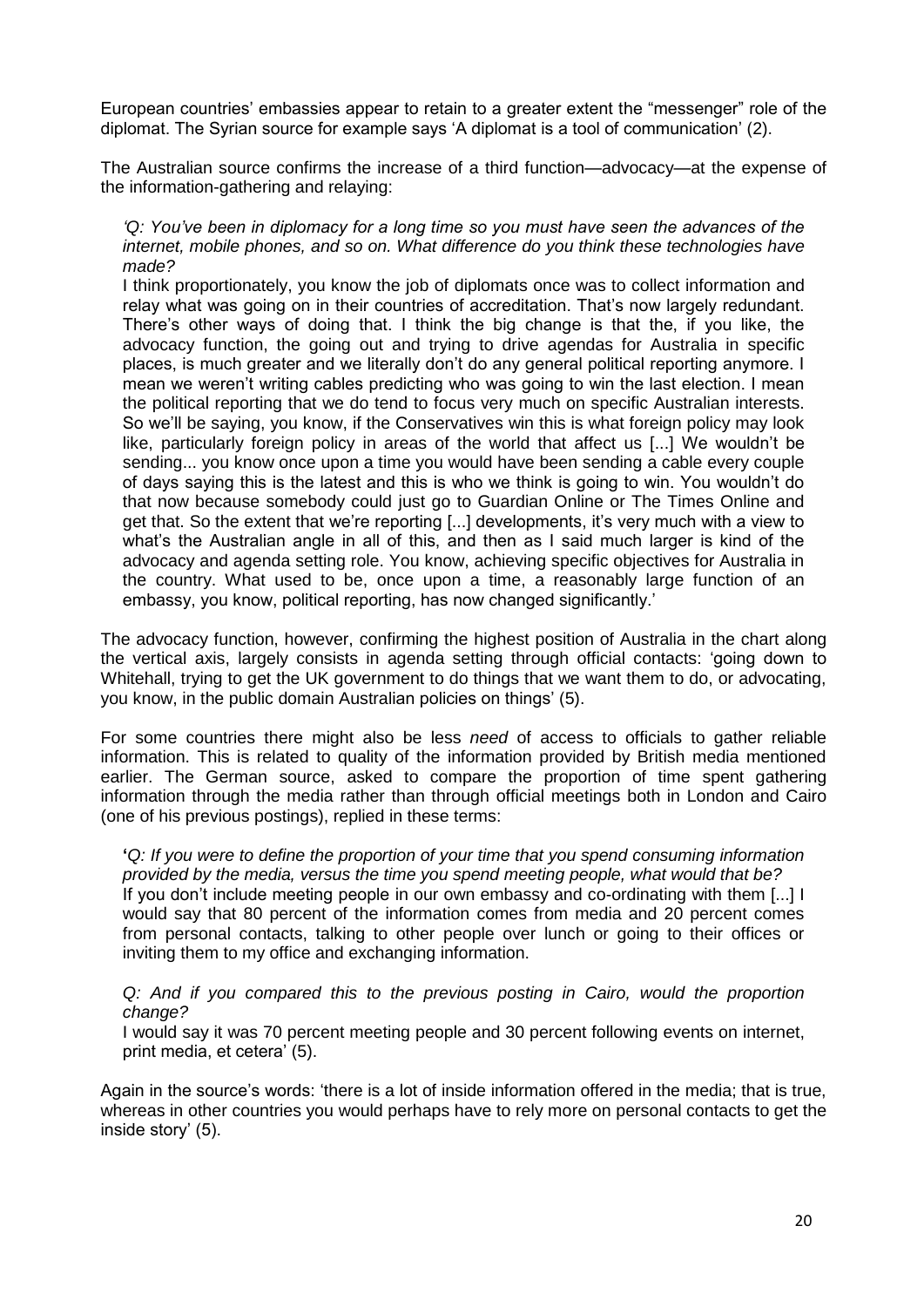European countries' embassies appear to retain to a greater extent the "messenger" role of the diplomat. The Syrian source for example says 'A diplomat is a tool of communication' (2).

The Australian source confirms the increase of a third function—advocacy—at the expense of the information-gathering and relaying:

> *'Q: You've been in diplomacy for a long time so you must have seen the advances of the internet, mobile phones, and so on. What difference do you think these technologies have made?*
>
> I think proportionately, you know the job of diplomats once was to collect information and relay what was going on in their countries of accreditation. That's now largely redundant. There's other ways of doing that. I think the big change is that the, if you like, the advocacy function, the going out and trying to drive agendas for Australia in specific places, is much greater and we literally don't do any general political reporting anymore. I mean we weren't writing cables predicting who was going to win the last election. I mean the political reporting that we do tend to focus very much on specific Australian interests. So we'll be saying, you know, if the Conservatives win this is what foreign policy may look like, particularly foreign policy in areas of the world that affect us [...] We wouldn't be sending... you know once upon a time you would have been sending a cable every couple of days saying this is the latest and this is who we think is going to win. You wouldn't do that now because somebody could just go to Guardian Online or The Times Online and get that. So the extent that we're reporting [...] developments, it's very much with a view to what's the Australian angle in all of this, and then as I said much larger is kind of the advocacy and agenda setting role. You know, achieving specific objectives for Australia in the country. What used to be, once upon a time, a reasonably large function of an embassy, you know, political reporting, has now changed significantly.'

The advocacy function, however, confirming the highest position of Australia in the chart along the vertical axis, largely consists in agenda setting through official contacts: 'going down to Whitehall, trying to get the UK government to do things that we want them to do, or advocating, you know, in the public domain Australian policies on things' (5).

For some countries there might also be less *need* of access to officials to gather reliable information. This is related to quality of the information provided by British media mentioned earlier. The German source, asked to compare the proportion of time spent gathering information through the media rather than through official meetings both in London and Cairo (one of his previous postings), replied in these terms:

> *'Q: If you were to define the proportion of your time that you spend consuming information provided by the media, versus the time you spend meeting people, what would that be?*
> If you don't include meeting people in our own embassy and co-ordinating with them [...] I would say that 80 percent of the information comes from media and 20 percent comes from personal contacts, talking to other people over lunch or going to their offices or inviting them to my office and exchanging information.
>
> *Q: And if you compared this to the previous posting in Cairo, would the proportion change?*
> I would say it was 70 percent meeting people and 30 percent following events on internet, print media, et cetera' (5).

Again in the source's words: 'there is a lot of inside information offered in the media; that is true, whereas in other countries you would perhaps have to rely more on personal contacts to get the inside story' (5).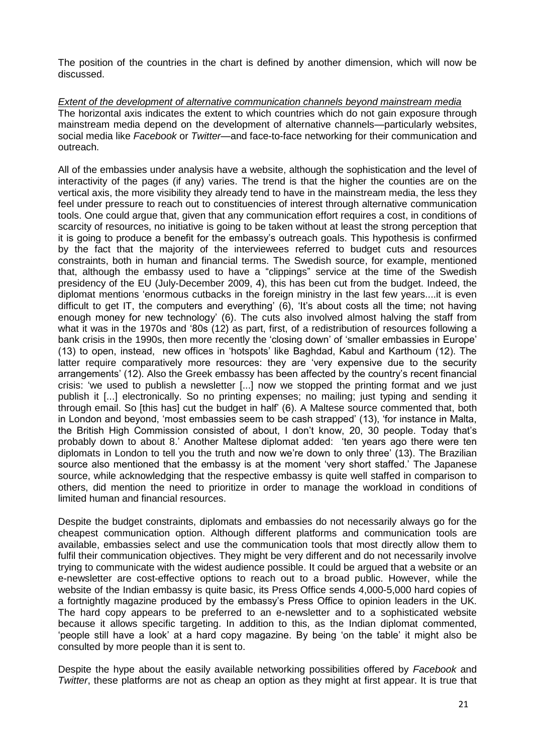The position of the countries in the chart is defined by another dimension, which will now be discussed.

*Extent of the development of alternative communication channels beyond mainstream media*

The horizontal axis indicates the extent to which countries which do not gain exposure through mainstream media depend on the development of alternative channels—particularly websites, social media like *Facebook* or *Twitter*—and face-to-face networking for their communication and outreach.

All of the embassies under analysis have a website, although the sophistication and the level of interactivity of the pages (if any) varies. The trend is that the higher the counties are on the vertical axis, the more visibility they already tend to have in the mainstream media, the less they feel under pressure to reach out to constituencies of interest through alternative communication tools. One could argue that, given that any communication effort requires a cost, in conditions of scarcity of resources, no initiative is going to be taken without at least the strong perception that it is going to produce a benefit for the embassy's outreach goals. This hypothesis is confirmed by the fact that the majority of the interviewees referred to budget cuts and resources constraints, both in human and financial terms. The Swedish source, for example, mentioned that, although the embassy used to have a "clippings" service at the time of the Swedish presidency of the EU (July-December 2009, 4), this has been cut from the budget. Indeed, the diplomat mentions 'enormous cutbacks in the foreign ministry in the last few years....it is even difficult to get IT, the computers and everything' (6), 'It's about costs all the time; not having enough money for new technology' (6). The cuts also involved almost halving the staff from what it was in the 1970s and '80s (12) as part, first, of a redistribution of resources following a bank crisis in the 1990s, then more recently the 'closing down' of 'smaller embassies in Europe' (13) to open, instead, new offices in 'hotspots' like Baghdad, Kabul and Karthoum (12). The latter require comparatively more resources: they are 'very expensive due to the security arrangements' (12). Also the Greek embassy has been affected by the country's recent financial crisis: 'we used to publish a newsletter [...] now we stopped the printing format and we just publish it [...] electronically. So no printing expenses; no mailing; just typing and sending it through email. So [this has] cut the budget in half' (6). A Maltese source commented that, both in London and beyond, 'most embassies seem to be cash strapped' (13), 'for instance in Malta, the British High Commission consisted of about, I don't know, 20, 30 people. Today that's probably down to about 8.' Another Maltese diplomat added: 'ten years ago there were ten diplomats in London to tell you the truth and now we're down to only three' (13). The Brazilian source also mentioned that the embassy is at the moment 'very short staffed.' The Japanese source, while acknowledging that the respective embassy is quite well staffed in comparison to others, did mention the need to prioritize in order to manage the workload in conditions of limited human and financial resources.

Despite the budget constraints, diplomats and embassies do not necessarily always go for the cheapest communication option. Although different platforms and communication tools are available, embassies select and use the communication tools that most directly allow them to fulfil their communication objectives. They might be very different and do not necessarily involve trying to communicate with the widest audience possible. It could be argued that a website or an e-newsletter are cost-effective options to reach out to a broad public. However, while the website of the Indian embassy is quite basic, its Press Office sends 4,000-5,000 hard copies of a fortnightly magazine produced by the embassy's Press Office to opinion leaders in the UK. The hard copy appears to be preferred to an e-newsletter and to a sophisticated website because it allows specific targeting. In addition to this, as the Indian diplomat commented, 'people still have a look' at a hard copy magazine. By being 'on the table' it might also be consulted by more people than it is sent to.

Despite the hype about the easily available networking possibilities offered by *Facebook* and *Twitter*, these platforms are not as cheap an option as they might at first appear. It is true that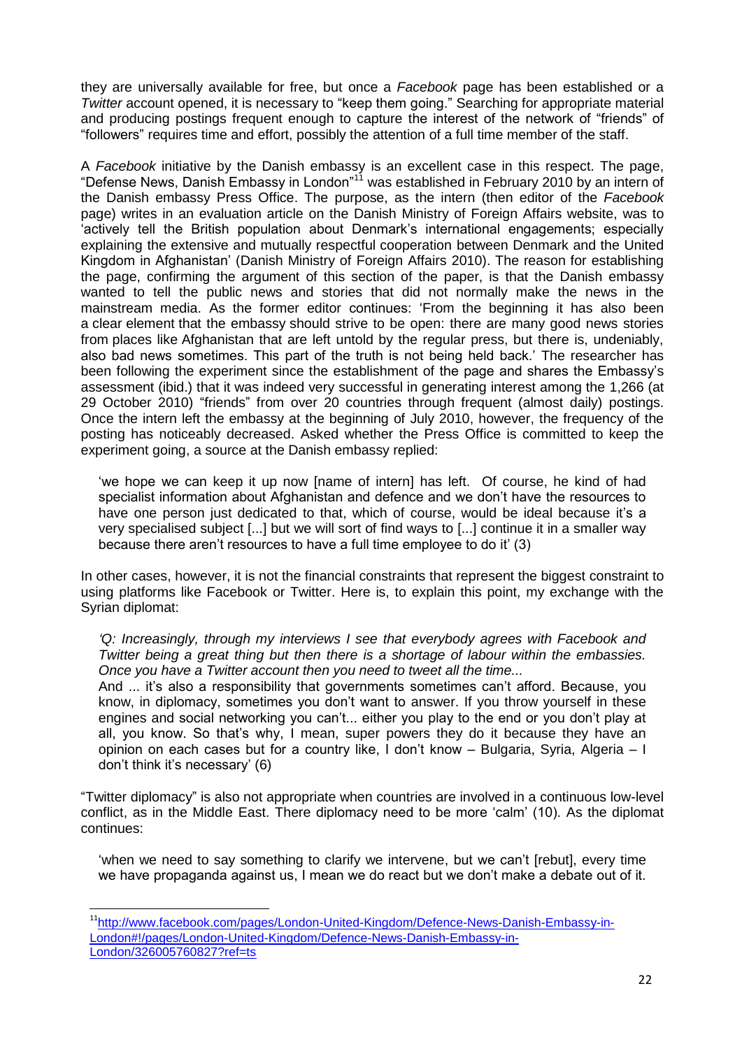they are universally available for free, but once a *Facebook* page has been established or a *Twitter* account opened, it is necessary to "keep them going." Searching for appropriate material and producing postings frequent enough to capture the interest of the network of "friends" of "followers" requires time and effort, possibly the attention of a full time member of the staff.

A *Facebook* initiative by the Danish embassy is an excellent case in this respect. The page, "Defense News, Danish Embassy in London"[11] was established in February 2010 by an intern of the Danish embassy Press Office. The purpose, as the intern (then editor of the *Facebook* page) writes in an evaluation article on the Danish Ministry of Foreign Affairs website, was to 'actively tell the British population about Denmark's international engagements; especially explaining the extensive and mutually respectful cooperation between Denmark and the United Kingdom in Afghanistan' (Danish Ministry of Foreign Affairs 2010). The reason for establishing the page, confirming the argument of this section of the paper, is that the Danish embassy wanted to tell the public news and stories that did not normally make the news in the mainstream media. As the former editor continues: 'From the beginning it has also been a clear element that the embassy should strive to be open: there are many good news stories from places like Afghanistan that are left untold by the regular press, but there is, undeniably, also bad news sometimes. This part of the truth is not being held back.' The researcher has been following the experiment since the establishment of the page and shares the Embassy's assessment (ibid.) that it was indeed very successful in generating interest among the 1,266 (at 29 October 2010) "friends" from over 20 countries through frequent (almost daily) postings. Once the intern left the embassy at the beginning of July 2010, however, the frequency of the posting has noticeably decreased. Asked whether the Press Office is committed to keep the experiment going, a source at the Danish embassy replied:

> 'we hope we can keep it up now [name of intern] has left. Of course, he kind of had specialist information about Afghanistan and defence and we don't have the resources to have one person just dedicated to that, which of course, would be ideal because it's a very specialised subject [...] but we will sort of find ways to [...] continue it in a smaller way because there aren't resources to have a full time employee to do it' (3)

In other cases, however, it is not the financial constraints that represent the biggest constraint to using platforms like Facebook or Twitter. Here is, to explain this point, my exchange with the Syrian diplomat:

> *'Q: Increasingly, through my interviews I see that everybody agrees with Facebook and Twitter being a great thing but then there is a shortage of labour within the embassies. Once you have a Twitter account then you need to tweet all the time...*
>
> And ... it's also a responsibility that governments sometimes can't afford. Because, you know, in diplomacy, sometimes you don't want to answer. If you throw yourself in these engines and social networking you can't... either you play to the end or you don't play at all, you know. So that's why, I mean, super powers they do it because they have an opinion on each cases but for a country like, I don't know – Bulgaria, Syria, Algeria – I don't think it's necessary' (6)

"Twitter diplomacy" is also not appropriate when countries are involved in a continuous low-level conflict, as in the Middle East. There diplomacy need to be more 'calm' (10). As the diplomat continues:

> 'when we need to say something to clarify we intervene, but we can't [rebut], every time we have propaganda against us, I mean we do react but we don't make a debate out of it.

---

[11] http://www.facebook.com/pages/London-United-Kingdom/Defence-News-Danish-Embassy-in-London#!/pages/London-United-Kingdom/Defence-News-Danish-Embassy-in-London/326005760827?ref=ts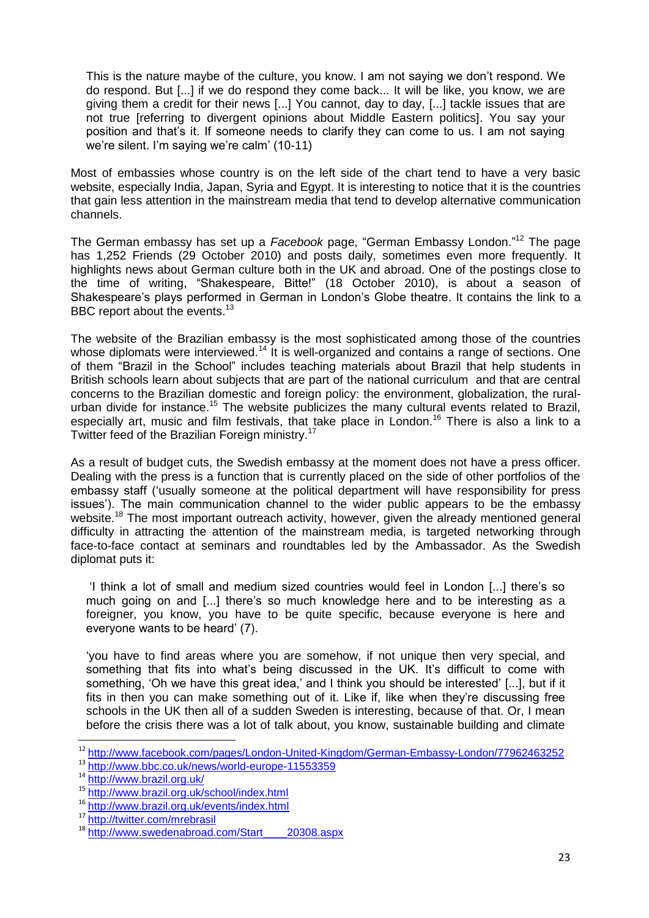> This is the nature maybe of the culture, you know. I am not saying we don't respond. We do respond. But [...] if we do respond they come back... It will be like, you know, we are giving them a credit for their news [...] You cannot, day to day, [...] tackle issues that are not true [referring to divergent opinions about Middle Eastern politics]. You say your position and that's it. If someone needs to clarify they can come to us. I am not saying we're silent. I'm saying we're calm' (10-11)

Most of embassies whose country is on the left side of the chart tend to have a very basic website, especially India, Japan, Syria and Egypt. It is interesting to notice that it is the countries that gain less attention in the mainstream media that tend to develop alternative communication channels.

The German embassy has set up a *Facebook* page, "German Embassy London."[12] The page has 1,252 Friends (29 October 2010) and posts daily, sometimes even more frequently. It highlights news about German culture both in the UK and abroad. One of the postings close to the time of writing, "Shakespeare, Bitte!" (18 October 2010), is about a season of Shakespeare's plays performed in German in London's Globe theatre. It contains the link to a BBC report about the events.[13]

The website of the Brazilian embassy is the most sophisticated among those of the countries whose diplomats were interviewed.[14] It is well-organized and contains a range of sections. One of them "Brazil in the School" includes teaching materials about Brazil that help students in British schools learn about subjects that are part of the national curriculum and that are central concerns to the Brazilian domestic and foreign policy: the environment, globalization, the rural-urban divide for instance.[15] The website publicizes the many cultural events related to Brazil, especially art, music and film festivals, that take place in London.[16] There is also a link to a Twitter feed of the Brazilian Foreign ministry.[17]

As a result of budget cuts, the Swedish embassy at the moment does not have a press officer. Dealing with the press is a function that is currently placed on the side of other portfolios of the embassy staff ('usually someone at the political department will have responsibility for press issues'). The main communication channel to the wider public appears to be the embassy website.[18] The most important outreach activity, however, given the already mentioned general difficulty in attracting the attention of the mainstream media, is targeted networking through face-to-face contact at seminars and roundtables led by the Ambassador. As the Swedish diplomat puts it:

> 'I think a lot of small and medium sized countries would feel in London [...] there's so much going on and [...] there's so much knowledge here and to be interesting as a foreigner, you know, you have to be quite specific, because everyone is here and everyone wants to be heard' (7).

> 'you have to find areas where you are somehow, if not unique then very special, and something that fits into what's being discussed in the UK. It's difficult to come with something, 'Oh we have this great idea,' and I think you should be interested' [...], but if it fits in then you can make something out of it. Like if, like when they're discussing free schools in the UK then all of a sudden Sweden is interesting, because of that. Or, I mean before the crisis there was a lot of talk about, you know, sustainable building and climate

---

[12] http://www.facebook.com/pages/London-United-Kingdom/German-Embassy-London/77962463252

[13] http://www.bbc.co.uk/news/world-europe-11553359

[14] http://www.brazil.org.uk/

[15] http://www.brazil.org.uk/school/index.html

[16] http://www.brazil.org.uk/events/index.html

[17] http://twitter.com/mrebrasil

[18] http://www.swedenabroad.com/Start____20308.aspx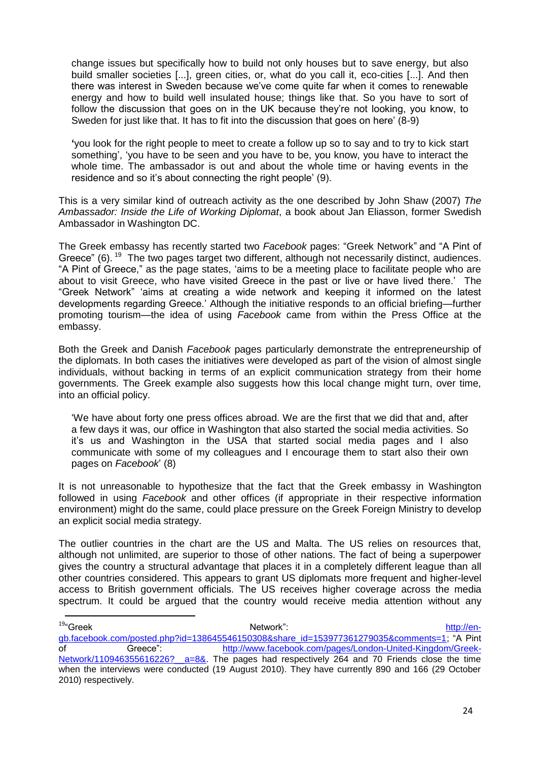change issues but specifically how to build not only houses but to save energy, but also build smaller societies [...], green cities, or, what do you call it, eco-cities [...]. And then there was interest in Sweden because we've come quite far when it comes to renewable energy and how to build well insulated house; things like that. So you have to sort of follow the discussion that goes on in the UK because they're not looking, you know, to Sweden for just like that. It has to fit into the discussion that goes on here' (8-9)

'you look for the right people to meet to create a follow up so to say and to try to kick start something', 'you have to be seen and you have to be, you know, you have to interact the whole time. The ambassador is out and about the whole time or having events in the residence and so it's about connecting the right people' (9).

This is a very similar kind of outreach activity as the one described by John Shaw (2007) *The Ambassador: Inside the Life of Working Diplomat*, a book about Jan Eliasson, former Swedish Ambassador in Washington DC.

The Greek embassy has recently started two *Facebook* pages: "Greek Network" and "A Pint of Greece" (6).[19] The two pages target two different, although not necessarily distinct, audiences. "A Pint of Greece," as the page states, 'aims to be a meeting place to facilitate people who are about to visit Greece, who have visited Greece in the past or live or have lived there.' The "Greek Network" 'aims at creating a wide network and keeping it informed on the latest developments regarding Greece.' Although the initiative responds to an official briefing—further promoting tourism—the idea of using *Facebook* came from within the Press Office at the embassy.

Both the Greek and Danish *Facebook* pages particularly demonstrate the entrepreneurship of the diplomats. In both cases the initiatives were developed as part of the vision of almost single individuals, without backing in terms of an explicit communication strategy from their home governments. The Greek example also suggests how this local change might turn, over time, into an official policy.

'We have about forty one press offices abroad. We are the first that we did that and, after a few days it was, our office in Washington that also started the social media activities. So it's us and Washington in the USA that started social media pages and I also communicate with some of my colleagues and I encourage them to start also their own pages on *Facebook*' (8)

It is not unreasonable to hypothesize that the fact that the Greek embassy in Washington followed in using *Facebook* and other offices (if appropriate in their respective information environment) might do the same, could place pressure on the Greek Foreign Ministry to develop an explicit social media strategy.

The outlier countries in the chart are the US and Malta. The US relies on resources that, although not unlimited, are superior to those of other nations. The fact of being a superpower gives the country a structural advantage that places it in a completely different league than all other countries considered. This appears to grant US diplomats more frequent and higher-level access to British government officials. The US receives higher coverage across the media spectrum. It could be argued that the country would receive media attention without any

---

[19] "Greek Network": http://en-gb.facebook.com/posted.php?id=138645546150308&share_id=153977361279035&comments=1; "A Pint of Greece": http://www.facebook.com/pages/London-United-Kingdom/Greek-Network/110946355616226?__a=8&. The pages had respectively 264 and 70 Friends close the time when the interviews were conducted (19 August 2010). They have currently 890 and 166 (29 October 2010) respectively.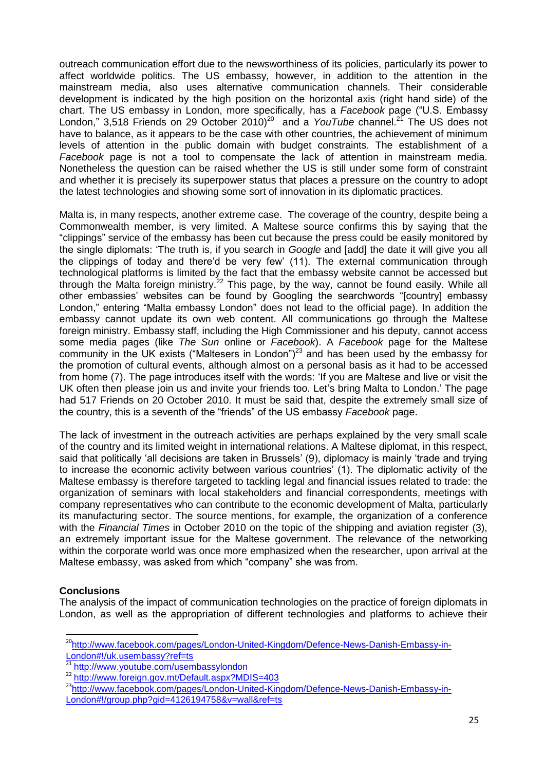outreach communication effort due to the newsworthiness of its policies, particularly its power to affect worldwide politics. The US embassy, however, in addition to the attention in the mainstream media, also uses alternative communication channels. Their considerable development is indicated by the high position on the horizontal axis (right hand side) of the chart. The US embassy in London, more specifically, has a *Facebook* page ("U.S. Embassy London," 3,518 Friends on 29 October 2010)[20] and a *YouTube* channel.[21] The US does not have to balance, as it appears to be the case with other countries, the achievement of minimum levels of attention in the public domain with budget constraints. The establishment of a *Facebook* page is not a tool to compensate the lack of attention in mainstream media. Nonetheless the question can be raised whether the US is still under some form of constraint and whether it is precisely its superpower status that places a pressure on the country to adopt the latest technologies and showing some sort of innovation in its diplomatic practices.

Malta is, in many respects, another extreme case. The coverage of the country, despite being a Commonwealth member, is very limited. A Maltese source confirms this by saying that the "clippings" service of the embassy has been cut because the press could be easily monitored by the single diplomats: 'The truth is, if you search in *Google* and [add] the date it will give you all the clippings of today and there'd be very few' (11). The external communication through technological platforms is limited by the fact that the embassy website cannot be accessed but through the Malta foreign ministry.[22] This page, by the way, cannot be found easily. While all other embassies' websites can be found by Googling the searchwords "[country] embassy London," entering "Malta embassy London" does not lead to the official page). In addition the embassy cannot update its own web content. All communications go through the Maltese foreign ministry. Embassy staff, including the High Commissioner and his deputy, cannot access some media pages (like *The Sun* online or *Facebook*). A *Facebook* page for the Maltese community in the UK exists ("Maltesers in London")[23] and has been used by the embassy for the promotion of cultural events, although almost on a personal basis as it had to be accessed from home (7). The page introduces itself with the words: 'If you are Maltese and live or visit the UK often then please join us and invite your friends too. Let's bring Malta to London.' The page had 517 Friends on 20 October 2010. It must be said that, despite the extremely small size of the country, this is a seventh of the "friends" of the US embassy *Facebook* page.

The lack of investment in the outreach activities are perhaps explained by the very small scale of the country and its limited weight in international relations. A Maltese diplomat, in this respect, said that politically 'all decisions are taken in Brussels' (9), diplomacy is mainly 'trade and trying to increase the economic activity between various countries' (1). The diplomatic activity of the Maltese embassy is therefore targeted to tackling legal and financial issues related to trade: the organization of seminars with local stakeholders and financial correspondents, meetings with company representatives who can contribute to the economic development of Malta, particularly its manufacturing sector. The source mentions, for example, the organization of a conference with the *Financial Times* in October 2010 on the topic of the shipping and aviation register (3), an extremely important issue for the Maltese government. The relevance of the networking within the corporate world was once more emphasized when the researcher, upon arrival at the Maltese embassy, was asked from which "company" she was from.

**Conclusions**

The analysis of the impact of communication technologies on the practice of foreign diplomats in London, as well as the appropriation of different technologies and platforms to achieve their

---

[20] http://www.facebook.com/pages/London-United-Kingdom/Defence-News-Danish-Embassy-in-London#!/uk.usembassy?ref=ts

[21] http://www.youtube.com/usembassylondon

[22] http://www.foreign.gov.mt/Default.aspx?MDIS=403

[23] http://www.facebook.com/pages/London-United-Kingdom/Defence-News-Danish-Embassy-in-London#!/group.php?gid=4126194758&v=wall&ref=ts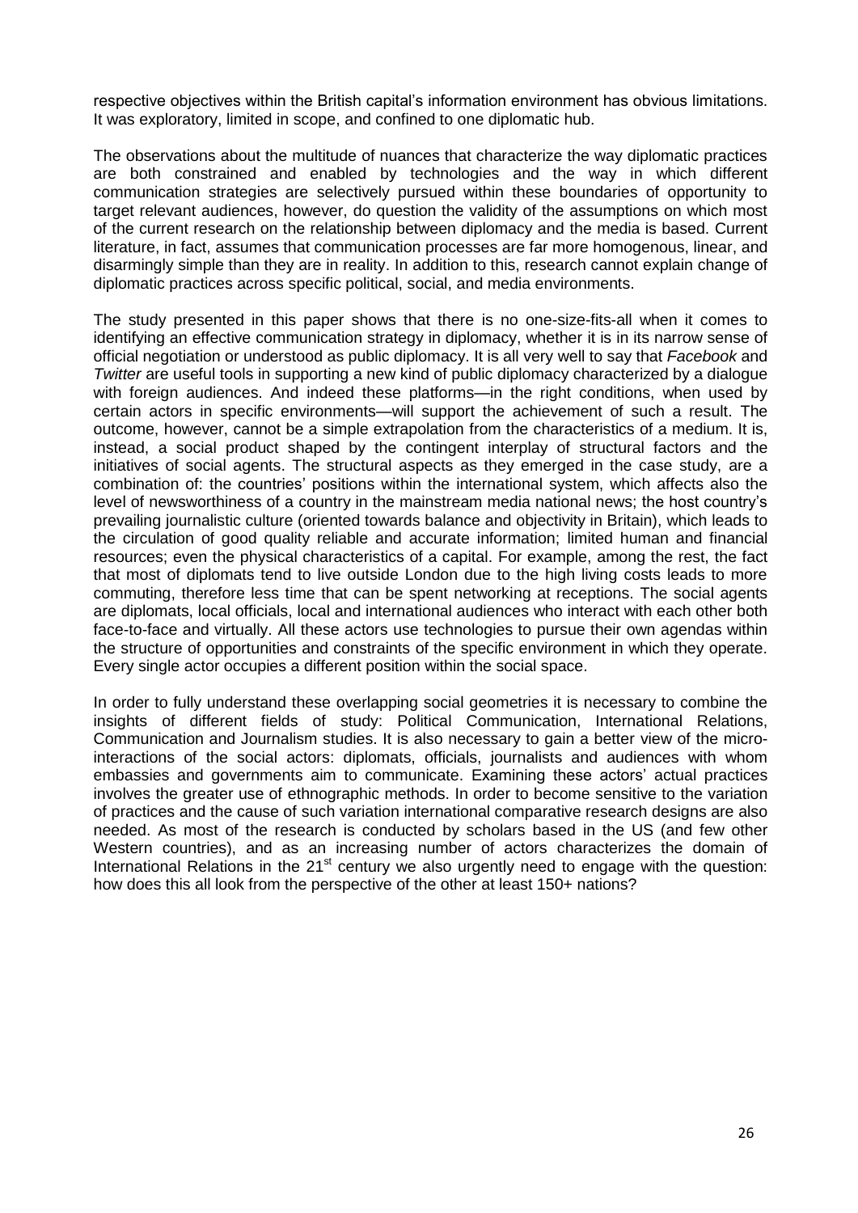respective objectives within the British capital's information environment has obvious limitations. It was exploratory, limited in scope, and confined to one diplomatic hub.

The observations about the multitude of nuances that characterize the way diplomatic practices are both constrained and enabled by technologies and the way in which different communication strategies are selectively pursued within these boundaries of opportunity to target relevant audiences, however, do question the validity of the assumptions on which most of the current research on the relationship between diplomacy and the media is based. Current literature, in fact, assumes that communication processes are far more homogenous, linear, and disarmingly simple than they are in reality. In addition to this, research cannot explain change of diplomatic practices across specific political, social, and media environments.

The study presented in this paper shows that there is no one-size-fits-all when it comes to identifying an effective communication strategy in diplomacy, whether it is in its narrow sense of official negotiation or understood as public diplomacy. It is all very well to say that *Facebook* and *Twitter* are useful tools in supporting a new kind of public diplomacy characterized by a dialogue with foreign audiences. And indeed these platforms—in the right conditions, when used by certain actors in specific environments—will support the achievement of such a result. The outcome, however, cannot be a simple extrapolation from the characteristics of a medium. It is, instead, a social product shaped by the contingent interplay of structural factors and the initiatives of social agents. The structural aspects as they emerged in the case study, are a combination of: the countries' positions within the international system, which affects also the level of newsworthiness of a country in the mainstream media national news; the host country's prevailing journalistic culture (oriented towards balance and objectivity in Britain), which leads to the circulation of good quality reliable and accurate information; limited human and financial resources; even the physical characteristics of a capital. For example, among the rest, the fact that most of diplomats tend to live outside London due to the high living costs leads to more commuting, therefore less time that can be spent networking at receptions. The social agents are diplomats, local officials, local and international audiences who interact with each other both face-to-face and virtually. All these actors use technologies to pursue their own agendas within the structure of opportunities and constraints of the specific environment in which they operate. Every single actor occupies a different position within the social space.

In order to fully understand these overlapping social geometries it is necessary to combine the insights of different fields of study: Political Communication, International Relations, Communication and Journalism studies. It is also necessary to gain a better view of the micro-interactions of the social actors: diplomats, officials, journalists and audiences with whom embassies and governments aim to communicate. Examining these actors' actual practices involves the greater use of ethnographic methods. In order to become sensitive to the variation of practices and the cause of such variation international comparative research designs are also needed. As most of the research is conducted by scholars based in the US (and few other Western countries), and as an increasing number of actors characterizes the domain of International Relations in the 21st century we also urgently need to engage with the question: how does this all look from the perspective of the other at least 150+ nations?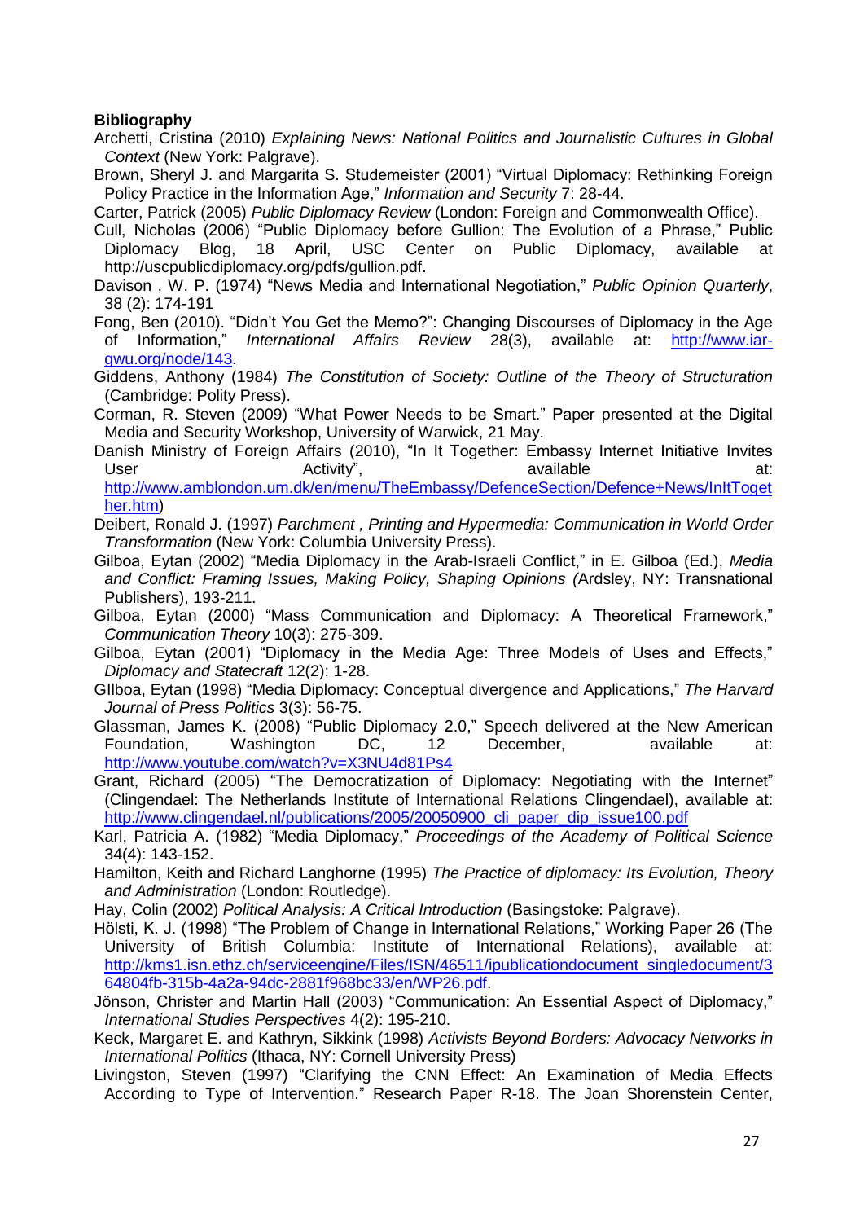**Bibliography**

Archetti, Cristina (2010) *Explaining News: National Politics and Journalistic Cultures in Global Context* (New York: Palgrave).

Brown, Sheryl J. and Margarita S. Studemeister (2001) "Virtual Diplomacy: Rethinking Foreign Policy Practice in the Information Age," *Information and Security* 7: 28-44.

Carter, Patrick (2005) *Public Diplomacy Review* (London: Foreign and Commonwealth Office).

Cull, Nicholas (2006) "Public Diplomacy before Gullion: The Evolution of a Phrase," Public Diplomacy Blog, 18 April, USC Center on Public Diplomacy, available at http://uscpublicdiplomacy.org/pdfs/gullion.pdf.

Davison , W. P. (1974) "News Media and International Negotiation," *Public Opinion Quarterly*, 38 (2): 174-191

Fong, Ben (2010). "Didn't You Get the Memo?": Changing Discourses of Diplomacy in the Age of Information," *International Affairs Review* 28(3), available at: http://www.iar-gwu.org/node/143.

Giddens, Anthony (1984) *The Constitution of Society: Outline of the Theory of Structuration* (Cambridge: Polity Press).

Corman, R. Steven (2009) "What Power Needs to be Smart." Paper presented at the Digital Media and Security Workshop, University of Warwick, 21 May.

Danish Ministry of Foreign Affairs (2010), "In It Together: Embassy Internet Initiative Invites User Activity", available at: http://www.amblondon.um.dk/en/menu/TheEmbassy/DefenceSection/Defence+News/InItTogether.htm)

Deibert, Ronald J. (1997) *Parchment , Printing and Hypermedia: Communication in World Order Transformation* (New York: Columbia University Press).

Gilboa, Eytan (2002) "Media Diplomacy in the Arab-Israeli Conflict," in E. Gilboa (Ed.), *Media and Conflict: Framing Issues, Making Policy, Shaping Opinions (*Ardsley, NY: Transnational Publishers), 193-211.

Gilboa, Eytan (2000) "Mass Communication and Diplomacy: A Theoretical Framework," *Communication Theory* 10(3): 275-309.

Gilboa, Eytan (2001) "Diplomacy in the Media Age: Three Models of Uses and Effects," *Diplomacy and Statecraft* 12(2): 1-28.

GIlboa, Eytan (1998) "Media Diplomacy: Conceptual divergence and Applications," *The Harvard Journal of Press Politics* 3(3): 56-75.

Glassman, James K. (2008) "Public Diplomacy 2.0," Speech delivered at the New American Foundation, Washington DC, 12 December, available at: http://www.youtube.com/watch?v=X3NU4d81Ps4

Grant, Richard (2005) "The Democratization of Diplomacy: Negotiating with the Internet" (Clingendael: The Netherlands Institute of International Relations Clingendael), available at: http://www.clingendael.nl/publications/2005/20050900_cli_paper_dip_issue100.pdf

Karl, Patricia A. (1982) "Media Diplomacy," *Proceedings of the Academy of Political Science* 34(4): 143-152.

Hamilton, Keith and Richard Langhorne (1995) *The Practice of diplomacy: Its Evolution, Theory and Administration* (London: Routledge).

Hay, Colin (2002) *Political Analysis: A Critical Introduction* (Basingstoke: Palgrave).

Hölsti, K. J. (1998) "The Problem of Change in International Relations," Working Paper 26 (The University of British Columbia: Institute of International Relations), available at: http://kms1.isn.ethz.ch/serviceengine/Files/ISN/46511/ipublicationdocument_singledocument/364804fb-315b-4a2a-94dc-2881f968bc33/en/WP26.pdf.

Jönson, Christer and Martin Hall (2003) "Communication: An Essential Aspect of Diplomacy," *International Studies Perspectives* 4(2): 195-210.

Keck, Margaret E. and Kathryn, Sikkink (1998) *Activists Beyond Borders: Advocacy Networks in International Politics* (Ithaca, NY: Cornell University Press)

Livingston, Steven (1997) "Clarifying the CNN Effect: An Examination of Media Effects According to Type of Intervention." Research Paper R-18. The Joan Shorenstein Center,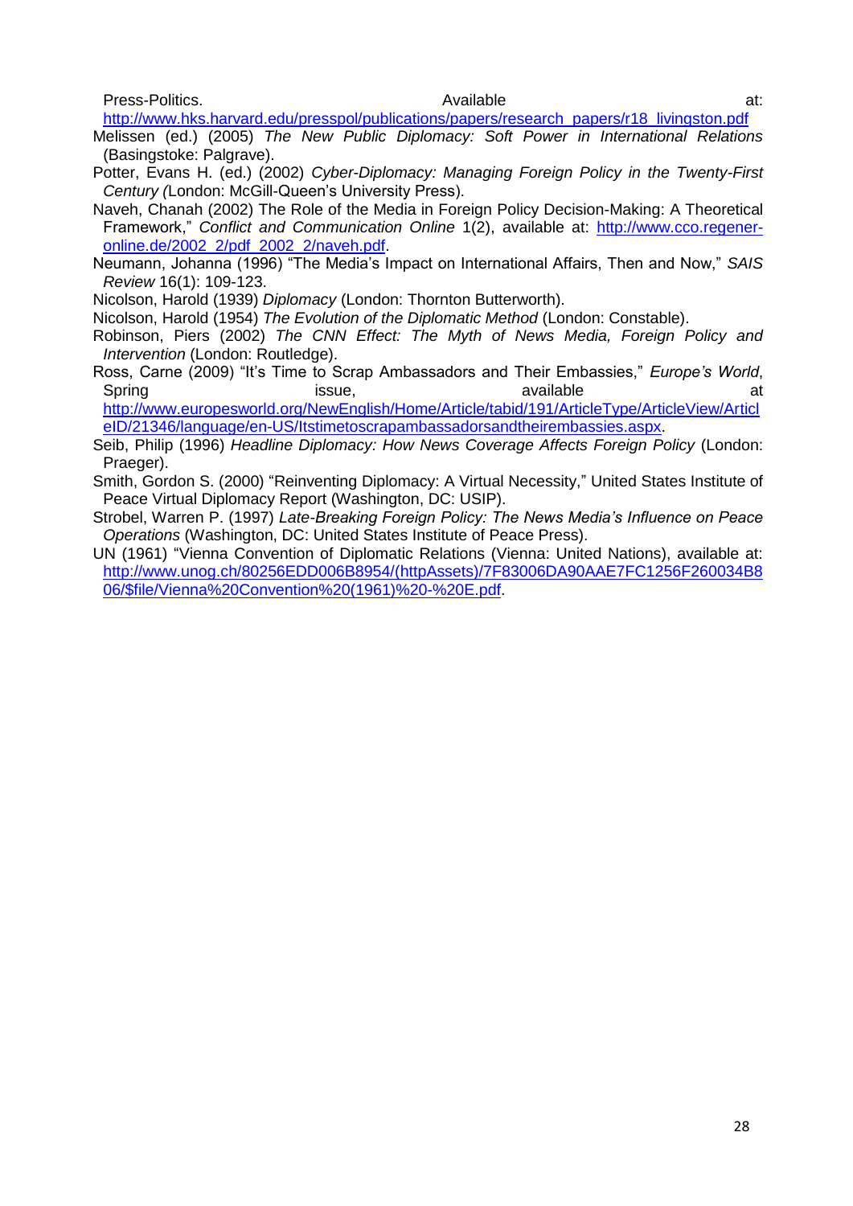Press-Politics. Available at: http://www.hks.harvard.edu/presspol/publications/papers/research_papers/r18_livingston.pdf

Melissen (ed.) (2005) *The New Public Diplomacy: Soft Power in International Relations* (Basingstoke: Palgrave).

Potter, Evans H. (ed.) (2002) *Cyber-Diplomacy: Managing Foreign Policy in the Twenty-First Century (*London: McGill-Queen's University Press).

Naveh, Chanah (2002) The Role of the Media in Foreign Policy Decision-Making: A Theoretical Framework," *Conflict and Communication Online* 1(2), available at: http://www.cco.regener-online.de/2002_2/pdf_2002_2/naveh.pdf.

Neumann, Johanna (1996) "The Media's Impact on International Affairs, Then and Now," *SAIS Review* 16(1): 109-123.

Nicolson, Harold (1939) *Diplomacy* (London: Thornton Butterworth).

Nicolson, Harold (1954) *The Evolution of the Diplomatic Method* (London: Constable).

Robinson, Piers (2002) *The CNN Effect: The Myth of News Media, Foreign Policy and Intervention* (London: Routledge).

Ross, Carne (2009) "It's Time to Scrap Ambassadors and Their Embassies," *Europe's World*, Spring issue, available at http://www.europesworld.org/NewEnglish/Home/Article/tabid/191/ArticleType/ArticleView/ArticleID/21346/language/en-US/Itstimetoscrapambassadorsandtheirembassies.aspx.

Seib, Philip (1996) *Headline Diplomacy: How News Coverage Affects Foreign Policy* (London: Praeger).

Smith, Gordon S. (2000) "Reinventing Diplomacy: A Virtual Necessity," United States Institute of Peace Virtual Diplomacy Report (Washington, DC: USIP).

Strobel, Warren P. (1997) *Late-Breaking Foreign Policy: The News Media's Influence on Peace Operations* (Washington, DC: United States Institute of Peace Press).

UN (1961) "Vienna Convention of Diplomatic Relations (Vienna: United Nations), available at: http://www.unog.ch/80256EDD006B8954/(httpAssets)/7F83006DA90AAE7FC1256F260034B806/$file/Vienna%20Convention%20(1961)%20-%20E.pdf.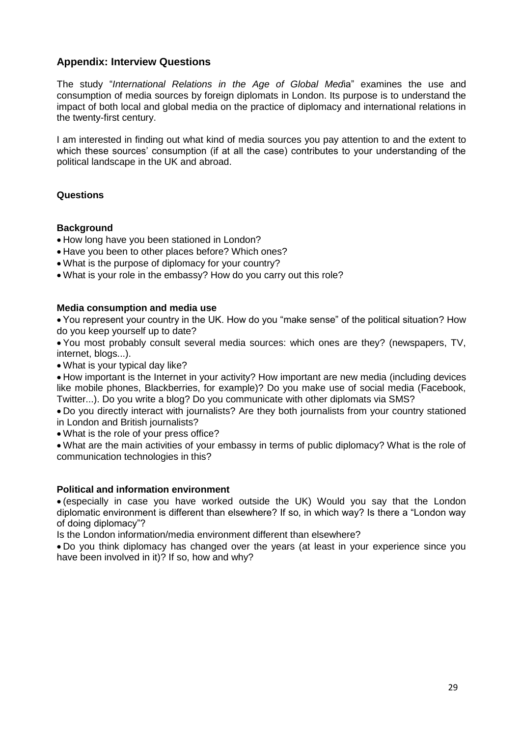## Appendix: Interview Questions

The study "*International Relations in the Age of Global Med*ia" examines the use and consumption of media sources by foreign diplomats in London. Its purpose is to understand the impact of both local and global media on the practice of diplomacy and international relations in the twenty-first century.

I am interested in finding out what kind of media sources you pay attention to and the extent to which these sources' consumption (if at all the case) contributes to your understanding of the political landscape in the UK and abroad.

### Questions

#### Background

- How long have you been stationed in London?
- Have you been to other places before? Which ones?
- What is the purpose of diplomacy for your country?
- What is your role in the embassy? How do you carry out this role?

#### Media consumption and media use

- You represent your country in the UK. How do you "make sense" of the political situation? How do you keep yourself up to date?
- You most probably consult several media sources: which ones are they? (newspapers, TV, internet, blogs...).
- What is your typical day like?
- How important is the Internet in your activity? How important are new media (including devices like mobile phones, Blackberries, for example)? Do you make use of social media (Facebook, Twitter...). Do you write a blog? Do you communicate with other diplomats via SMS?
- Do you directly interact with journalists? Are they both journalists from your country stationed in London and British journalists?
- What is the role of your press office?
- What are the main activities of your embassy in terms of public diplomacy? What is the role of communication technologies in this?

#### Political and information environment

- (especially in case you have worked outside the UK) Would you say that the London diplomatic environment is different than elsewhere? If so, in which way? Is there a "London way of doing diplomacy"?

Is the London information/media environment different than elsewhere?

- Do you think diplomacy has changed over the years (at least in your experience since you have been involved in it)? If so, how and why?